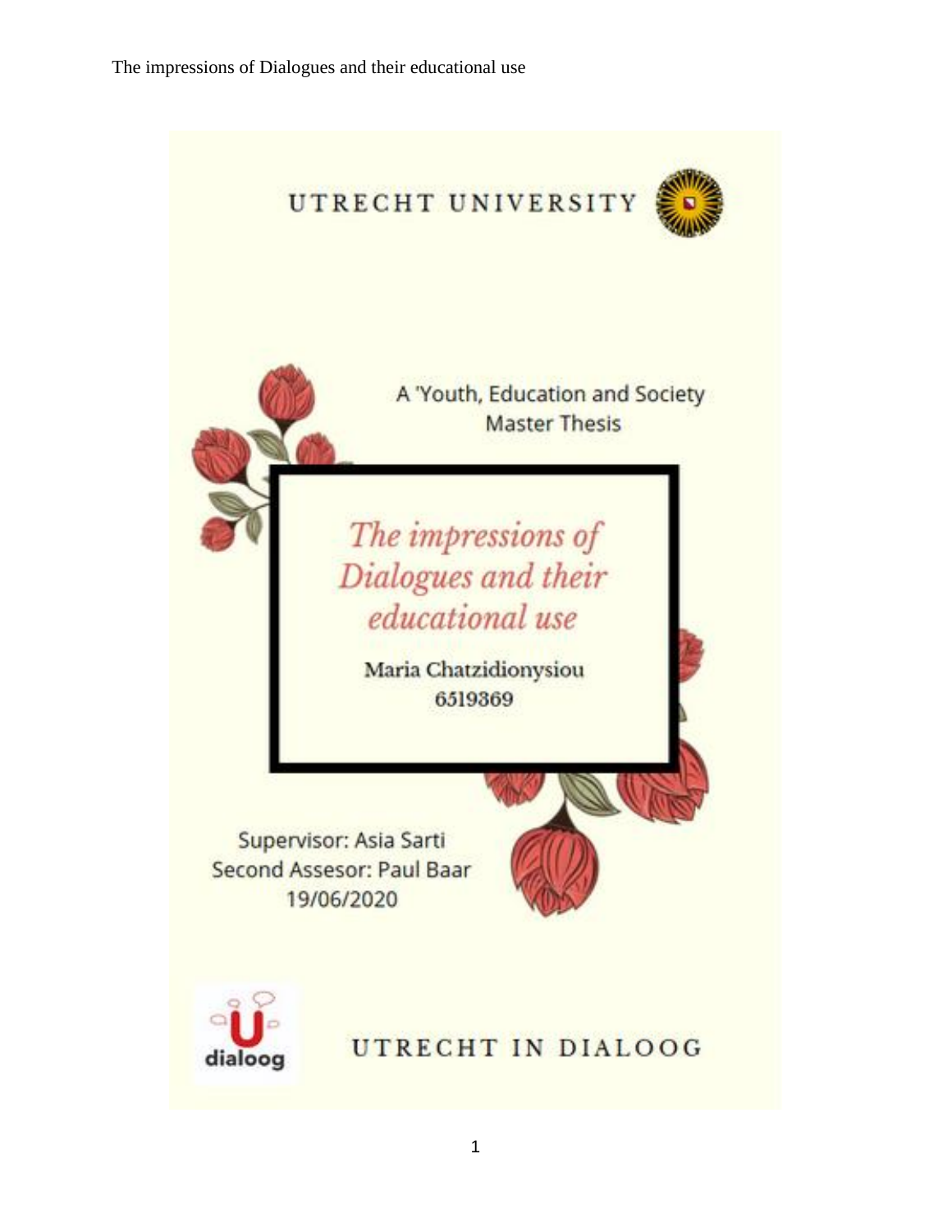UTRECHT UNIVERSITY

A 'Youth, Education and Society Master Thesis

# *The impressions of Dialogues and their educational use*

Maria Chatzidionysiou
6519369

Supervisor: Asia Sarti
Second Assesor: Paul Baar
19/06/2020

UTRECHT IN DIALOOG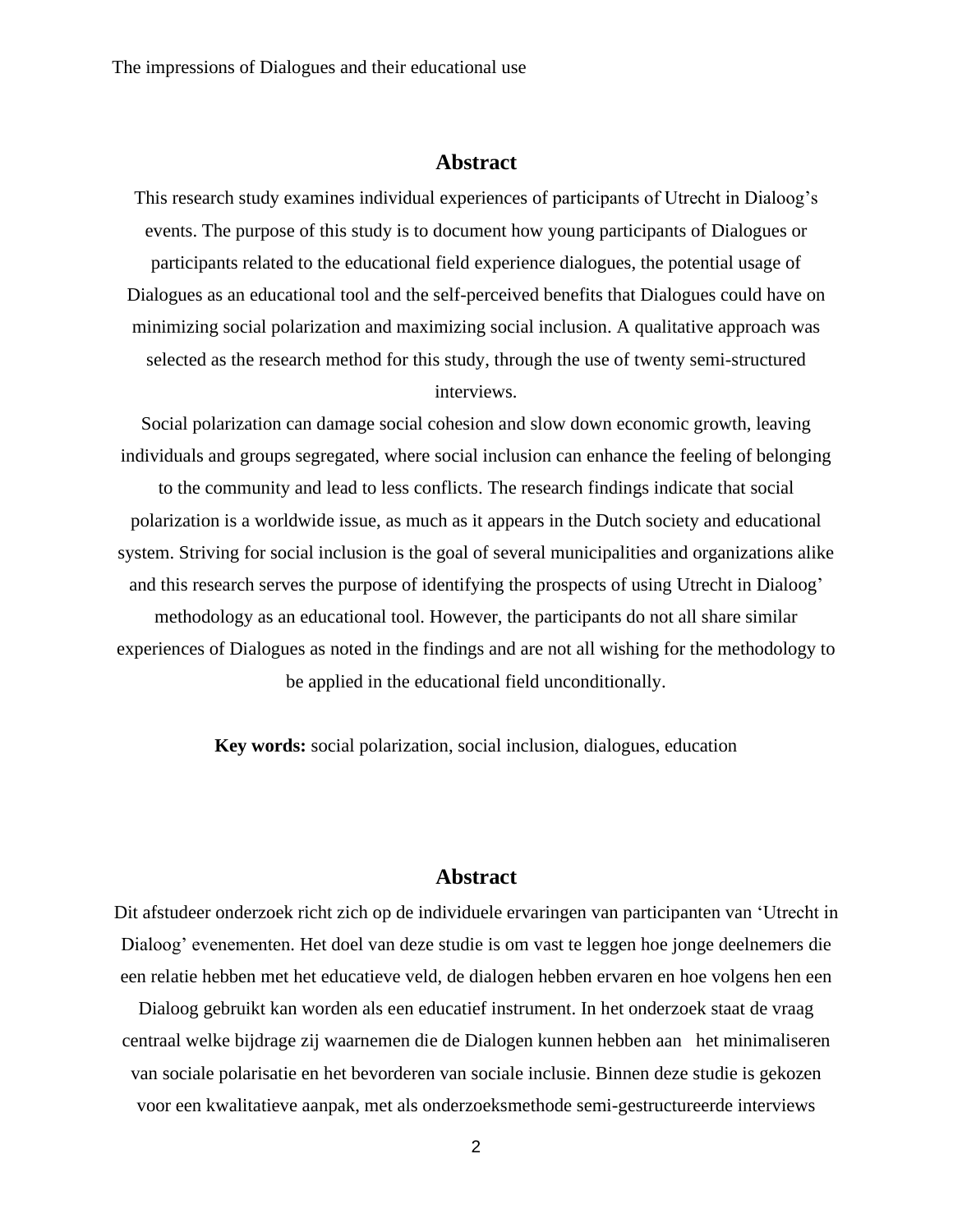## Abstract

This research study examines individual experiences of participants of Utrecht in Dialoog's events. The purpose of this study is to document how young participants of Dialogues or participants related to the educational field experience dialogues, the potential usage of Dialogues as an educational tool and the self-perceived benefits that Dialogues could have on minimizing social polarization and maximizing social inclusion. A qualitative approach was selected as the research method for this study, through the use of twenty semi-structured interviews.

Social polarization can damage social cohesion and slow down economic growth, leaving individuals and groups segregated, where social inclusion can enhance the feeling of belonging to the community and lead to less conflicts. The research findings indicate that social polarization is a worldwide issue, as much as it appears in the Dutch society and educational system. Striving for social inclusion is the goal of several municipalities and organizations alike and this research serves the purpose of identifying the prospects of using Utrecht in Dialoog' methodology as an educational tool. However, the participants do not all share similar experiences of Dialogues as noted in the findings and are not all wishing for the methodology to be applied in the educational field unconditionally.

**Key words:** social polarization, social inclusion, dialogues, education

## Abstract

Dit afstudeer onderzoek richt zich op de individuele ervaringen van participanten van 'Utrecht in Dialoog' evenementen. Het doel van deze studie is om vast te leggen hoe jonge deelnemers die een relatie hebben met het educatieve veld, de dialogen hebben ervaren en hoe volgens hen een Dialoog gebruikt kan worden als een educatief instrument. In het onderzoek staat de vraag centraal welke bijdrage zij waarnemen die de Dialogen kunnen hebben aan het minimaliseren van sociale polarisatie en het bevorderen van sociale inclusie. Binnen deze studie is gekozen voor een kwalitatieve aanpak, met als onderzoeksmethode semi-gestructureerde interviews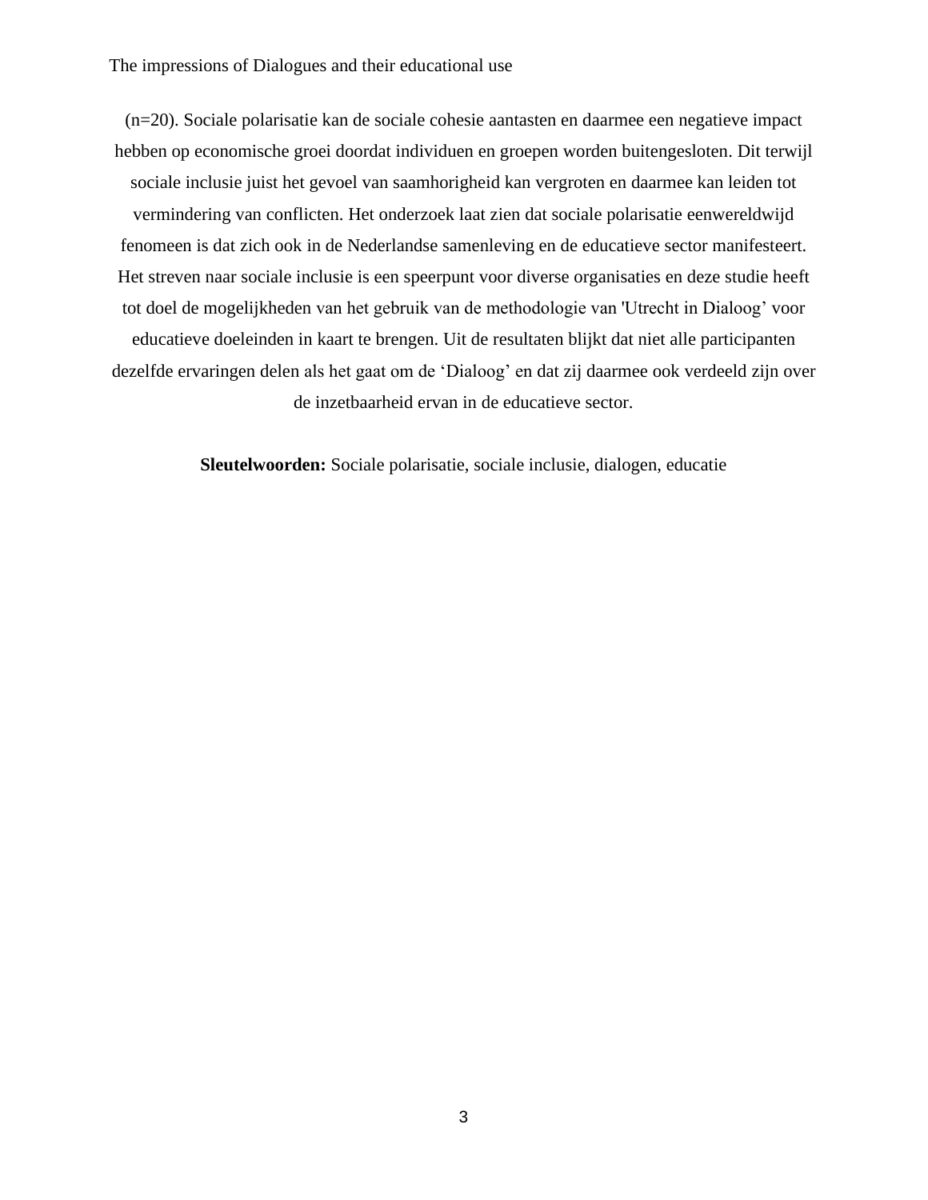(n=20). Sociale polarisatie kan de sociale cohesie aantasten en daarmee een negatieve impact hebben op economische groei doordat individuen en groepen worden buitengesloten. Dit terwijl sociale inclusie juist het gevoel van saamhorigheid kan vergroten en daarmee kan leiden tot vermindering van conflicten. Het onderzoek laat zien dat sociale polarisatie eenwereldwijd fenomeen is dat zich ook in de Nederlandse samenleving en de educatieve sector manifesteert. Het streven naar sociale inclusie is een speerpunt voor diverse organisaties en deze studie heeft tot doel de mogelijkheden van het gebruik van de methodologie van 'Utrecht in Dialoog' voor educatieve doeleinden in kaart te brengen. Uit de resultaten blijkt dat niet alle participanten dezelfde ervaringen delen als het gaat om de 'Dialoog' en dat zij daarmee ook verdeeld zijn over de inzetbaarheid ervan in de educatieve sector.

**Sleutelwoorden:** Sociale polarisatie, sociale inclusie, dialogen, educatie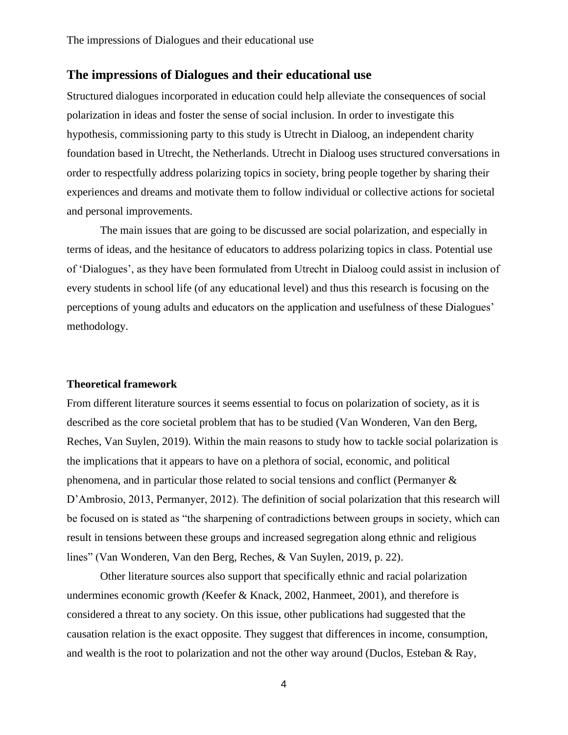## The impressions of Dialogues and their educational use

Structured dialogues incorporated in education could help alleviate the consequences of social polarization in ideas and foster the sense of social inclusion. In order to investigate this hypothesis, commissioning party to this study is Utrecht in Dialoog, an independent charity foundation based in Utrecht, the Netherlands. Utrecht in Dialoog uses structured conversations in order to respectfully address polarizing topics in society, bring people together by sharing their experiences and dreams and motivate them to follow individual or collective actions for societal and personal improvements.

The main issues that are going to be discussed are social polarization, and especially in terms of ideas, and the hesitance of educators to address polarizing topics in class. Potential use of 'Dialogues', as they have been formulated from Utrecht in Dialoog could assist in inclusion of every students in school life (of any educational level) and thus this research is focusing on the perceptions of young adults and educators on the application and usefulness of these Dialogues' methodology.

### Theoretical framework

From different literature sources it seems essential to focus on polarization of society, as it is described as the core societal problem that has to be studied (Van Wonderen, Van den Berg, Reches, Van Suylen, 2019). Within the main reasons to study how to tackle social polarization is the implications that it appears to have on a plethora of social, economic, and political phenomena, and in particular those related to social tensions and conflict (Permanyer & D'Ambrosio, 2013, Permanyer, 2012). The definition of social polarization that this research will be focused on is stated as "the sharpening of contradictions between groups in society, which can result in tensions between these groups and increased segregation along ethnic and religious lines" (Van Wonderen, Van den Berg, Reches, & Van Suylen, 2019, p. 22).

Other literature sources also support that specifically ethnic and racial polarization undermines economic growth (Keefer & Knack, 2002, Hanmeet, 2001), and therefore is considered a threat to any society. On this issue, other publications had suggested that the causation relation is the exact opposite. They suggest that differences in income, consumption, and wealth is the root to polarization and not the other way around (Duclos, Esteban & Ray,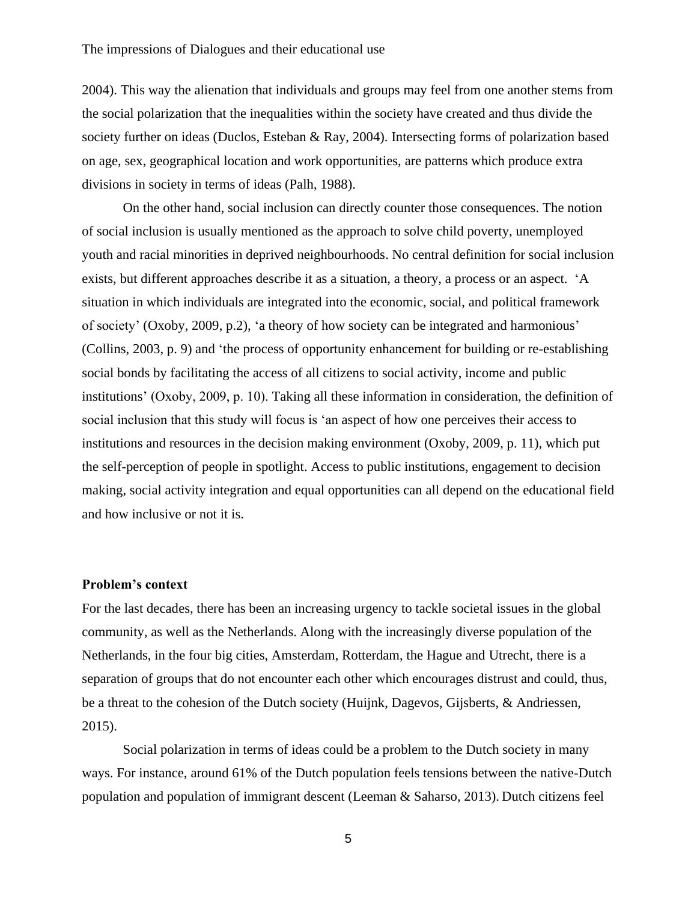2004). This way the alienation that individuals and groups may feel from one another stems from the social polarization that the inequalities within the society have created and thus divide the society further on ideas (Duclos, Esteban & Ray, 2004). Intersecting forms of polarization based on age, sex, geographical location and work opportunities, are patterns which produce extra divisions in society in terms of ideas (Palh, 1988).

On the other hand, social inclusion can directly counter those consequences. The notion of social inclusion is usually mentioned as the approach to solve child poverty, unemployed youth and racial minorities in deprived neighbourhoods. No central definition for social inclusion exists, but different approaches describe it as a situation, a theory, a process or an aspect. 'A situation in which individuals are integrated into the economic, social, and political framework of society' (Oxoby, 2009, p.2), 'a theory of how society can be integrated and harmonious' (Collins, 2003, p. 9) and 'the process of opportunity enhancement for building or re-establishing social bonds by facilitating the access of all citizens to social activity, income and public institutions' (Oxoby, 2009, p. 10). Taking all these information in consideration, the definition of social inclusion that this study will focus is 'an aspect of how one perceives their access to institutions and resources in the decision making environment (Oxoby, 2009, p. 11), which put the self-perception of people in spotlight. Access to public institutions, engagement to decision making, social activity integration and equal opportunities can all depend on the educational field and how inclusive or not it is.

**Problem's context**

For the last decades, there has been an increasing urgency to tackle societal issues in the global community, as well as the Netherlands. Along with the increasingly diverse population of the Netherlands, in the four big cities, Amsterdam, Rotterdam, the Hague and Utrecht, there is a separation of groups that do not encounter each other which encourages distrust and could, thus, be a threat to the cohesion of the Dutch society (Huijnk, Dagevos, Gijsberts, & Andriessen, 2015).

Social polarization in terms of ideas could be a problem to the Dutch society in many ways. For instance, around 61% of the Dutch population feels tensions between the native-Dutch population and population of immigrant descent (Leeman & Saharso, 2013). Dutch citizens feel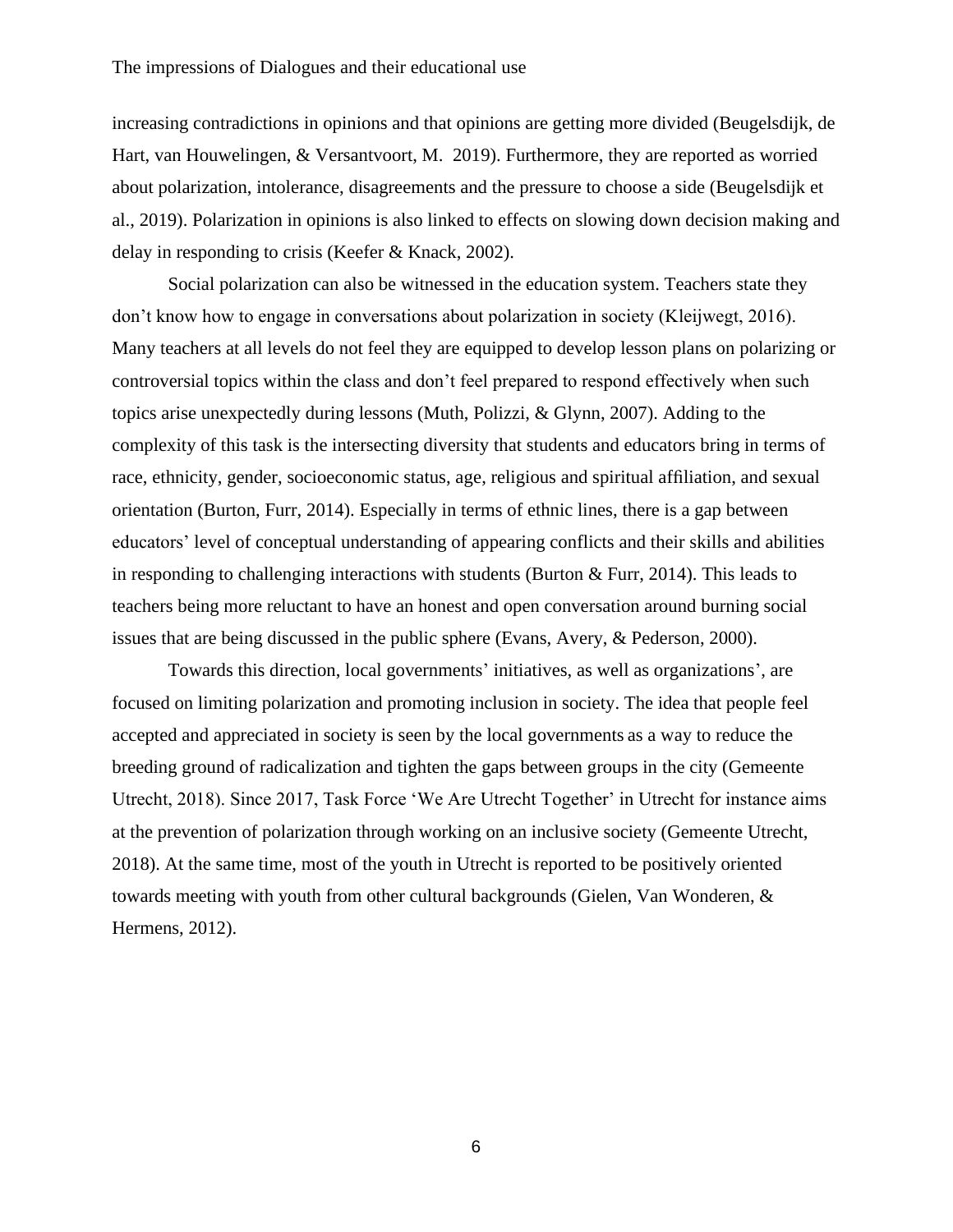increasing contradictions in opinions and that opinions are getting more divided (Beugelsdijk, de Hart, van Houwelingen, & Versantvoort, M.  2019). Furthermore, they are reported as worried about polarization, intolerance, disagreements and the pressure to choose a side (Beugelsdijk et al., 2019). Polarization in opinions is also linked to effects on slowing down decision making and delay in responding to crisis (Keefer & Knack, 2002).

Social polarization can also be witnessed in the education system. Teachers state they don't know how to engage in conversations about polarization in society (Kleijwegt, 2016). Many teachers at all levels do not feel they are equipped to develop lesson plans on polarizing or controversial topics within the class and don't feel prepared to respond effectively when such topics arise unexpectedly during lessons (Muth, Polizzi, & Glynn, 2007). Adding to the complexity of this task is the intersecting diversity that students and educators bring in terms of race, ethnicity, gender, socioeconomic status, age, religious and spiritual affiliation, and sexual orientation (Burton, Furr, 2014). Especially in terms of ethnic lines, there is a gap between educators' level of conceptual understanding of appearing conflicts and their skills and abilities in responding to challenging interactions with students (Burton & Furr, 2014). This leads to teachers being more reluctant to have an honest and open conversation around burning social issues that are being discussed in the public sphere (Evans, Avery, & Pederson, 2000).

Towards this direction, local governments' initiatives, as well as organizations', are focused on limiting polarization and promoting inclusion in society. The idea that people feel accepted and appreciated in society is seen by the local governments as a way to reduce the breeding ground of radicalization and tighten the gaps between groups in the city (Gemeente Utrecht, 2018). Since 2017, Task Force 'We Are Utrecht Together' in Utrecht for instance aims at the prevention of polarization through working on an inclusive society (Gemeente Utrecht, 2018). At the same time, most of the youth in Utrecht is reported to be positively oriented towards meeting with youth from other cultural backgrounds (Gielen, Van Wonderen, & Hermens, 2012).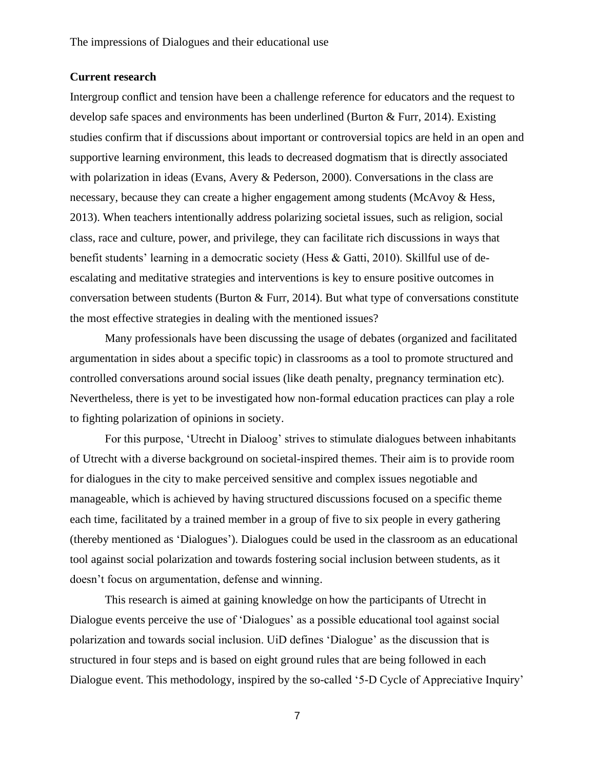**Current research**

Intergroup conflict and tension have been a challenge reference for educators and the request to develop safe spaces and environments has been underlined (Burton & Furr, 2014). Existing studies confirm that if discussions about important or controversial topics are held in an open and supportive learning environment, this leads to decreased dogmatism that is directly associated with polarization in ideas (Evans, Avery & Pederson, 2000). Conversations in the class are necessary, because they can create a higher engagement among students (McAvoy & Hess, 2013). When teachers intentionally address polarizing societal issues, such as religion, social class, race and culture, power, and privilege, they can facilitate rich discussions in ways that benefit students' learning in a democratic society (Hess & Gatti, 2010). Skillful use of de-escalating and meditative strategies and interventions is key to ensure positive outcomes in conversation between students (Burton & Furr, 2014). But what type of conversations constitute the most effective strategies in dealing with the mentioned issues?

Many professionals have been discussing the usage of debates (organized and facilitated argumentation in sides about a specific topic) in classrooms as a tool to promote structured and controlled conversations around social issues (like death penalty, pregnancy termination etc). Nevertheless, there is yet to be investigated how non-formal education practices can play a role to fighting polarization of opinions in society.

For this purpose, 'Utrecht in Dialoog' strives to stimulate dialogues between inhabitants of Utrecht with a diverse background on societal-inspired themes. Their aim is to provide room for dialogues in the city to make perceived sensitive and complex issues negotiable and manageable, which is achieved by having structured discussions focused on a specific theme each time, facilitated by a trained member in a group of five to six people in every gathering (thereby mentioned as 'Dialogues'). Dialogues could be used in the classroom as an educational tool against social polarization and towards fostering social inclusion between students, as it doesn't focus on argumentation, defense and winning.

This research is aimed at gaining knowledge on how the participants of Utrecht in Dialogue events perceive the use of 'Dialogues' as a possible educational tool against social polarization and towards social inclusion. UiD defines 'Dialogue' as the discussion that is structured in four steps and is based on eight ground rules that are being followed in each Dialogue event. This methodology, inspired by the so-called '5-D Cycle of Appreciative Inquiry'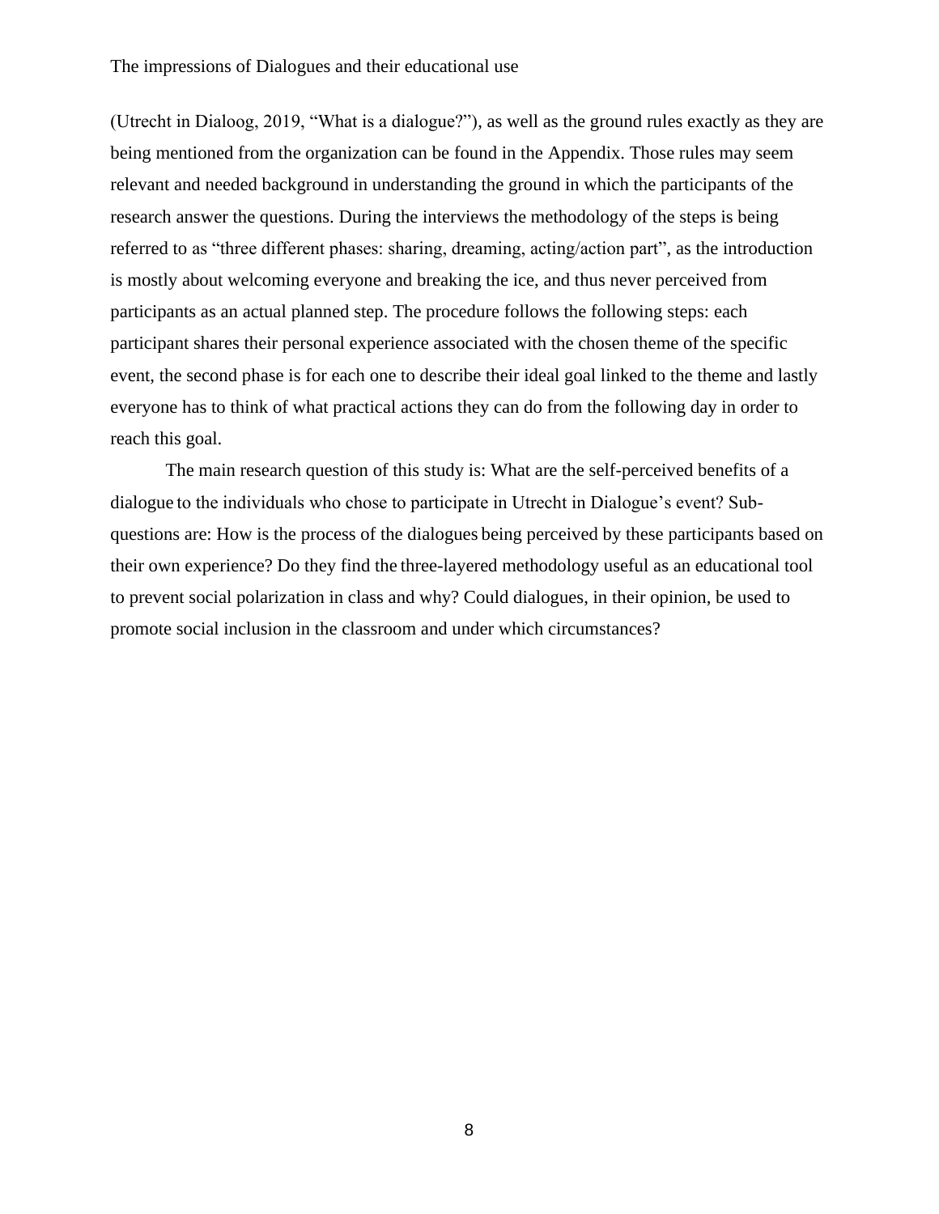(Utrecht in Dialoog, 2019, “What is a dialogue?”), as well as the ground rules exactly as they are being mentioned from the organization can be found in the Appendix. Those rules may seem relevant and needed background in understanding the ground in which the participants of the research answer the questions. During the interviews the methodology of the steps is being referred to as “three different phases: sharing, dreaming, acting/action part”, as the introduction is mostly about welcoming everyone and breaking the ice, and thus never perceived from participants as an actual planned step. The procedure follows the following steps: each participant shares their personal experience associated with the chosen theme of the specific event, the second phase is for each one to describe their ideal goal linked to the theme and lastly everyone has to think of what practical actions they can do from the following day in order to reach this goal.

The main research question of this study is: What are the self-perceived benefits of a dialogue to the individuals who chose to participate in Utrecht in Dialogue’s event? Sub-questions are: How is the process of the dialogues being perceived by these participants based on their own experience? Do they find the three-layered methodology useful as an educational tool to prevent social polarization in class and why? Could dialogues, in their opinion, be used to promote social inclusion in the classroom and under which circumstances?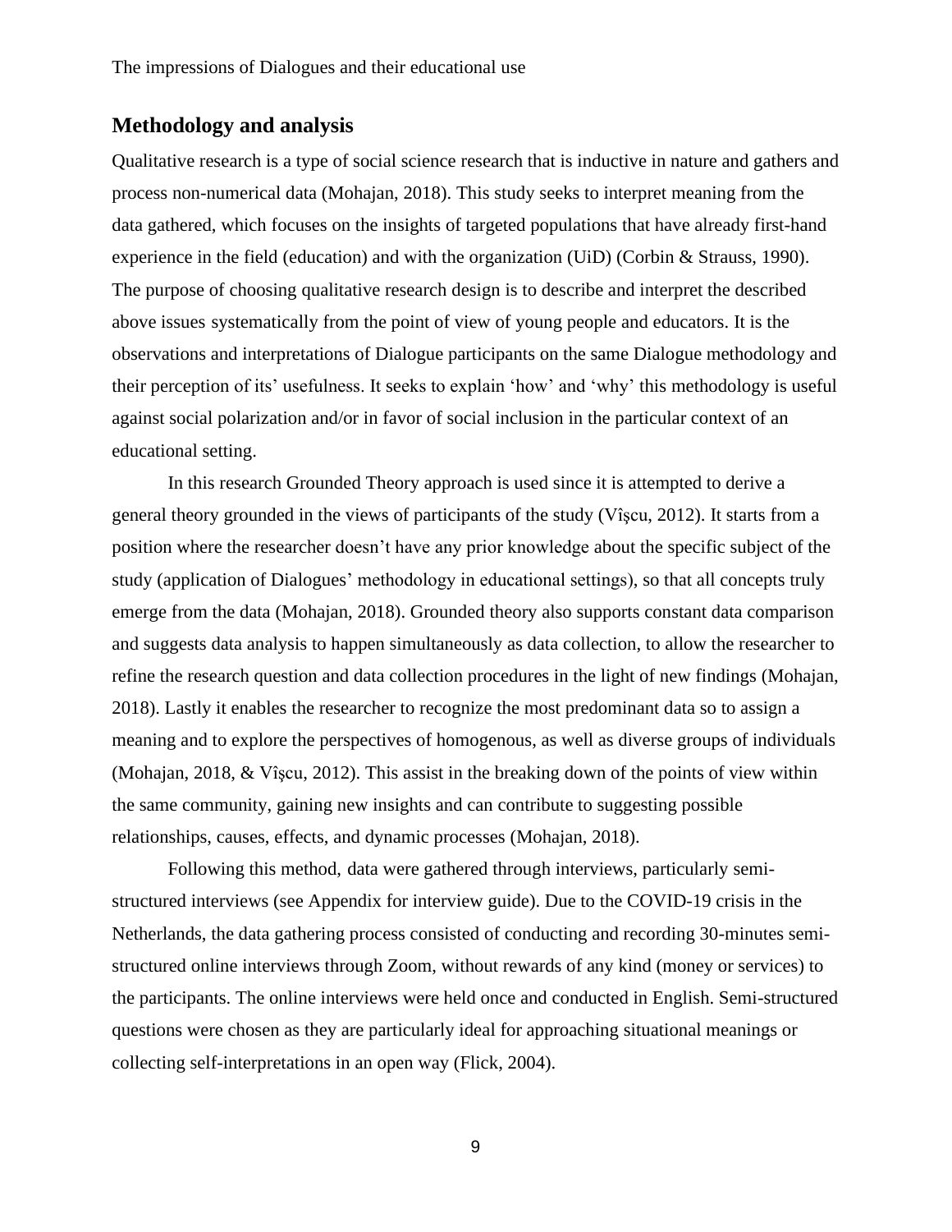## Methodology and analysis

Qualitative research is a type of social science research that is inductive in nature and gathers and process non-numerical data (Mohajan, 2018). This study seeks to interpret meaning from the data gathered, which focuses on the insights of targeted populations that have already first-hand experience in the field (education) and with the organization (UiD) (Corbin & Strauss, 1990). The purpose of choosing qualitative research design is to describe and interpret the described above issues systematically from the point of view of young people and educators. It is the observations and interpretations of Dialogue participants on the same Dialogue methodology and their perception of its' usefulness. It seeks to explain 'how' and 'why' this methodology is useful against social polarization and/or in favor of social inclusion in the particular context of an educational setting.

In this research Grounded Theory approach is used since it is attempted to derive a general theory grounded in the views of participants of the study (Vîşcu, 2012). It starts from a position where the researcher doesn't have any prior knowledge about the specific subject of the study (application of Dialogues' methodology in educational settings), so that all concepts truly emerge from the data (Mohajan, 2018). Grounded theory also supports constant data comparison and suggests data analysis to happen simultaneously as data collection, to allow the researcher to refine the research question and data collection procedures in the light of new findings (Mohajan, 2018). Lastly it enables the researcher to recognize the most predominant data so to assign a meaning and to explore the perspectives of homogenous, as well as diverse groups of individuals (Mohajan, 2018, & Vîşcu, 2012). This assist in the breaking down of the points of view within the same community, gaining new insights and can contribute to suggesting possible relationships, causes, effects, and dynamic processes (Mohajan, 2018).

Following this method, data were gathered through interviews, particularly semi-structured interviews (see Appendix for interview guide). Due to the COVID-19 crisis in the Netherlands, the data gathering process consisted of conducting and recording 30-minutes semi-structured online interviews through Zoom, without rewards of any kind (money or services) to the participants. The online interviews were held once and conducted in English. Semi-structured questions were chosen as they are particularly ideal for approaching situational meanings or collecting self-interpretations in an open way (Flick, 2004).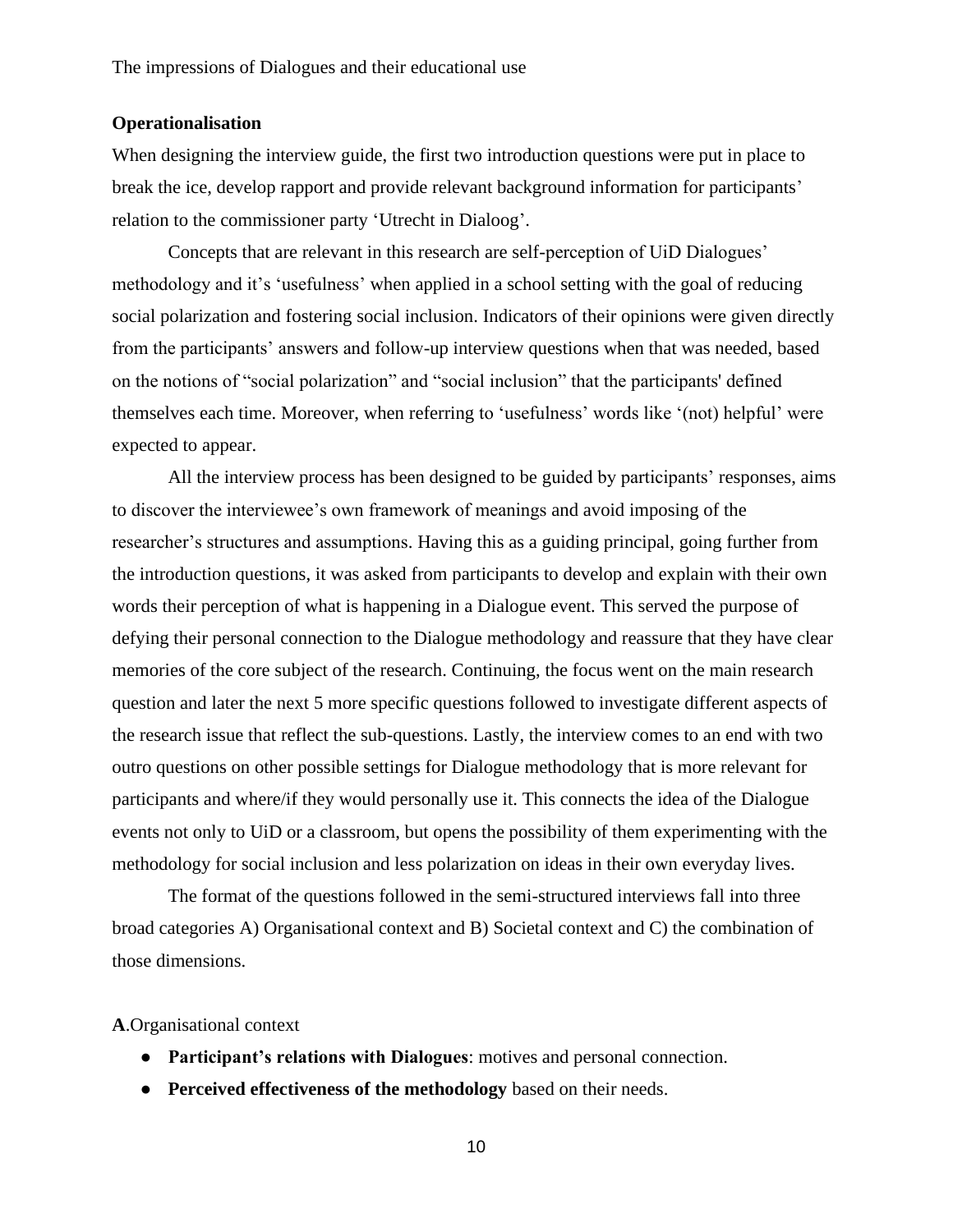**Operationalisation**

When designing the interview guide, the first two introduction questions were put in place to break the ice, develop rapport and provide relevant background information for participants' relation to the commissioner party 'Utrecht in Dialoog'.

Concepts that are relevant in this research are self-perception of UiD Dialogues' methodology and it's 'usefulness' when applied in a school setting with the goal of reducing social polarization and fostering social inclusion. Indicators of their opinions were given directly from the participants' answers and follow-up interview questions when that was needed, based on the notions of "social polarization" and "social inclusion" that the participants' defined themselves each time. Moreover, when referring to 'usefulness' words like '(not) helpful' were expected to appear.

All the interview process has been designed to be guided by participants' responses, aims to discover the interviewee's own framework of meanings and avoid imposing of the researcher's structures and assumptions. Having this as a guiding principal, going further from the introduction questions, it was asked from participants to develop and explain with their own words their perception of what is happening in a Dialogue event. This served the purpose of defying their personal connection to the Dialogue methodology and reassure that they have clear memories of the core subject of the research. Continuing, the focus went on the main research question and later the next 5 more specific questions followed to investigate different aspects of the research issue that reflect the sub-questions. Lastly, the interview comes to an end with two outro questions on other possible settings for Dialogue methodology that is more relevant for participants and where/if they would personally use it. This connects the idea of the Dialogue events not only to UiD or a classroom, but opens the possibility of them experimenting with the methodology for social inclusion and less polarization on ideas in their own everyday lives.

The format of the questions followed in the semi-structured interviews fall into three broad categories A) Organisational context and B) Societal context and C) the combination of those dimensions.

**A**.Organisational context

- **Participant's relations with Dialogues**: motives and personal connection.
- **Perceived effectiveness of the methodology** based on their needs.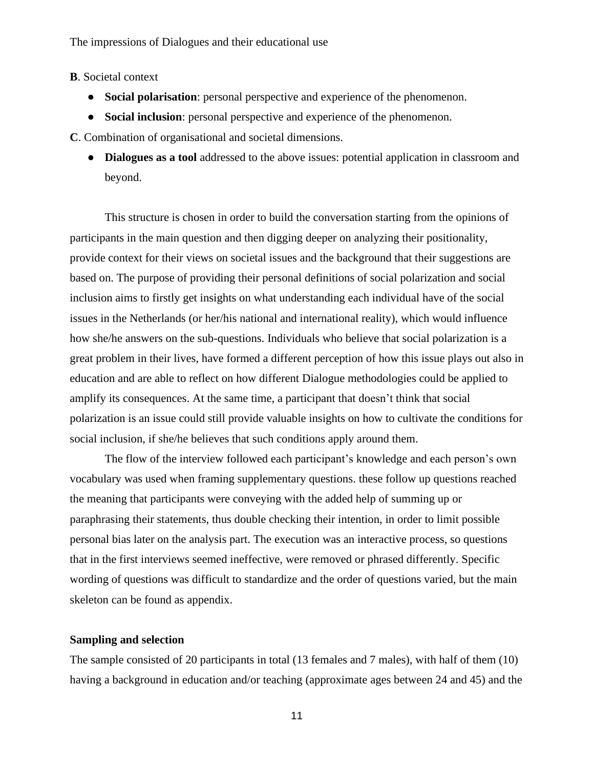**B**. Societal context

- **Social polarisation**: personal perspective and experience of the phenomenon.
- **Social inclusion**: personal perspective and experience of the phenomenon.

**C**. Combination of organisational and societal dimensions.

- **Dialogues as a tool** addressed to the above issues: potential application in classroom and beyond.

This structure is chosen in order to build the conversation starting from the opinions of participants in the main question and then digging deeper on analyzing their positionality, provide context for their views on societal issues and the background that their suggestions are based on. The purpose of providing their personal definitions of social polarization and social inclusion aims to firstly get insights on what understanding each individual have of the social issues in the Netherlands (or her/his national and international reality), which would influence how she/he answers on the sub-questions. Individuals who believe that social polarization is a great problem in their lives, have formed a different perception of how this issue plays out also in education and are able to reflect on how different Dialogue methodologies could be applied to amplify its consequences. At the same time, a participant that doesn't think that social polarization is an issue could still provide valuable insights on how to cultivate the conditions for social inclusion, if she/he believes that such conditions apply around them.

The flow of the interview followed each participant's knowledge and each person's own vocabulary was used when framing supplementary questions. these follow up questions reached the meaning that participants were conveying with the added help of summing up or paraphrasing their statements, thus double checking their intention, in order to limit possible personal bias later on the analysis part. The execution was an interactive process, so questions that in the first interviews seemed ineffective, were removed or phrased differently. Specific wording of questions was difficult to standardize and the order of questions varied, but the main skeleton can be found as appendix.

**Sampling and selection**

The sample consisted of 20 participants in total (13 females and 7 males), with half of them (10) having a background in education and/or teaching (approximate ages between 24 and 45) and the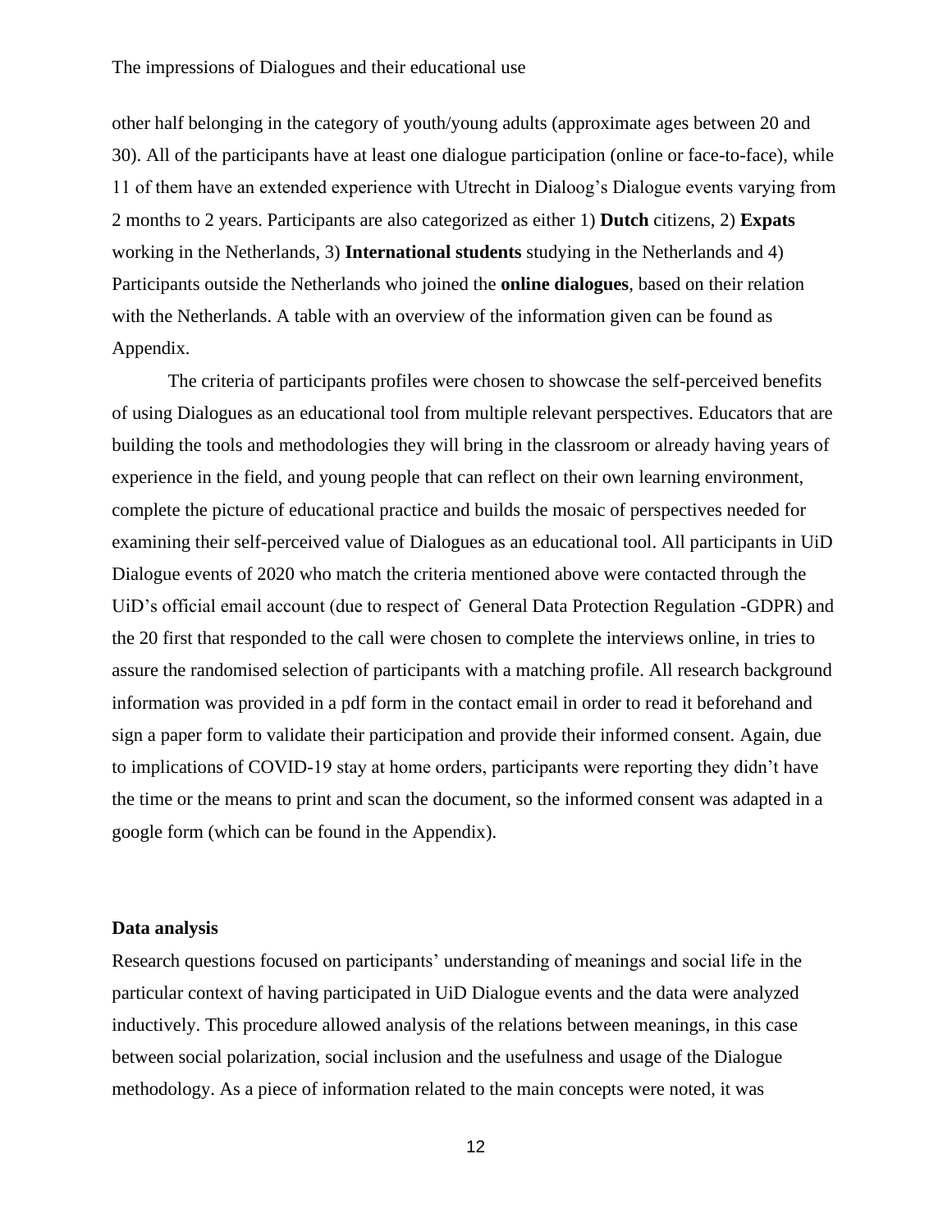other half belonging in the category of youth/young adults (approximate ages between 20 and 30). All of the participants have at least one dialogue participation (online or face-to-face), while 11 of them have an extended experience with Utrecht in Dialoog's Dialogue events varying from 2 months to 2 years. Participants are also categorized as either 1) **Dutch** citizens, 2) **Expats** working in the Netherlands, 3) **International students** studying in the Netherlands and 4) Participants outside the Netherlands who joined the **online dialogues**, based on their relation with the Netherlands. A table with an overview of the information given can be found as Appendix.

The criteria of participants profiles were chosen to showcase the self-perceived benefits of using Dialogues as an educational tool from multiple relevant perspectives. Educators that are building the tools and methodologies they will bring in the classroom or already having years of experience in the field, and young people that can reflect on their own learning environment, complete the picture of educational practice and builds the mosaic of perspectives needed for examining their self-perceived value of Dialogues as an educational tool. All participants in UiD Dialogue events of 2020 who match the criteria mentioned above were contacted through the UiD's official email account (due to respect of General Data Protection Regulation -GDPR) and the 20 first that responded to the call were chosen to complete the interviews online, in tries to assure the randomised selection of participants with a matching profile. All research background information was provided in a pdf form in the contact email in order to read it beforehand and sign a paper form to validate their participation and provide their informed consent. Again, due to implications of COVID-19 stay at home orders, participants were reporting they didn't have the time or the means to print and scan the document, so the informed consent was adapted in a google form (which can be found in the Appendix).

**Data analysis**

Research questions focused on participants' understanding of meanings and social life in the particular context of having participated in UiD Dialogue events and the data were analyzed inductively. This procedure allowed analysis of the relations between meanings, in this case between social polarization, social inclusion and the usefulness and usage of the Dialogue methodology. As a piece of information related to the main concepts were noted, it was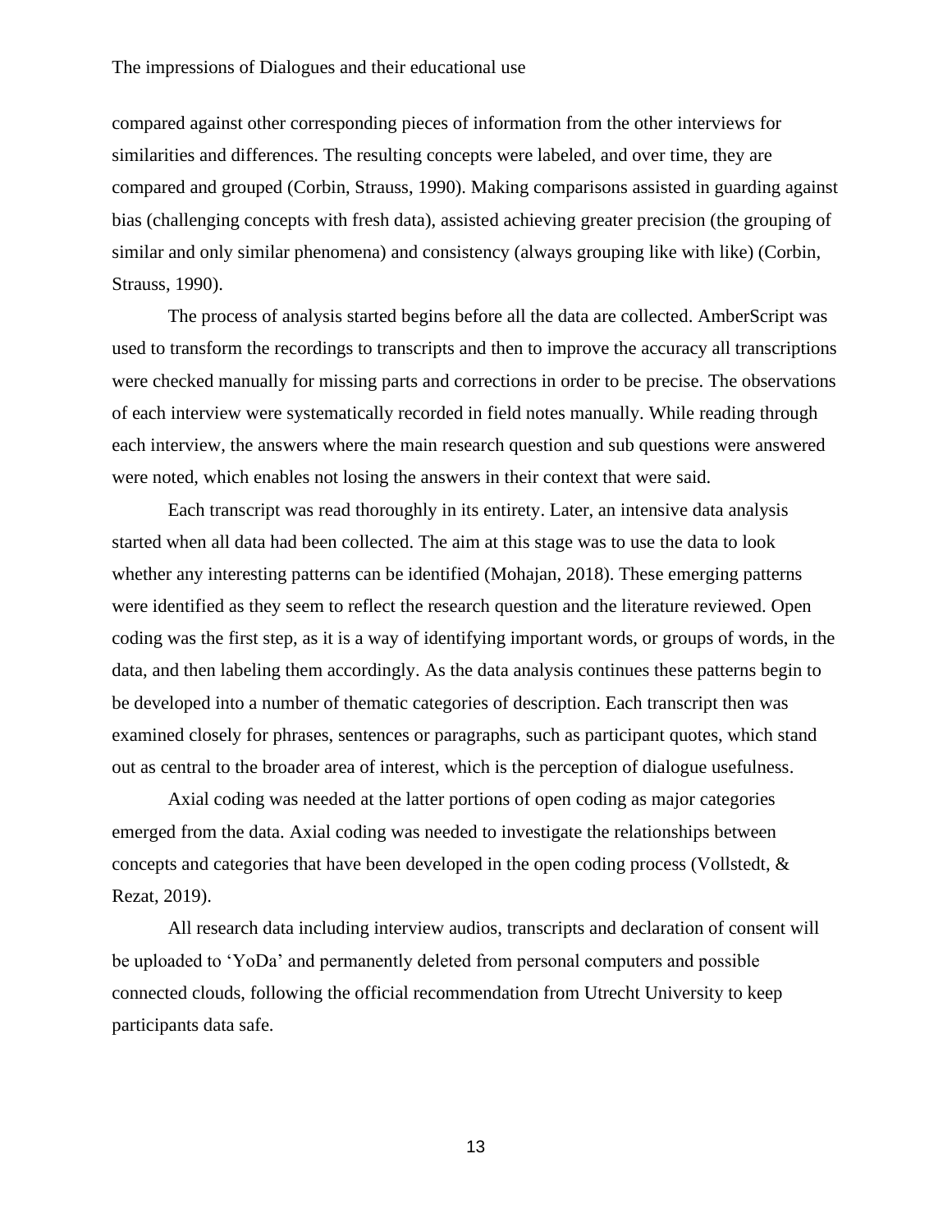compared against other corresponding pieces of information from the other interviews for similarities and differences. The resulting concepts were labeled, and over time, they are compared and grouped (Corbin, Strauss, 1990). Making comparisons assisted in guarding against bias (challenging concepts with fresh data), assisted achieving greater precision (the grouping of similar and only similar phenomena) and consistency (always grouping like with like) (Corbin, Strauss, 1990).

The process of analysis started begins before all the data are collected. AmberScript was used to transform the recordings to transcripts and then to improve the accuracy all transcriptions were checked manually for missing parts and corrections in order to be precise. The observations of each interview were systematically recorded in field notes manually. While reading through each interview, the answers where the main research question and sub questions were answered were noted, which enables not losing the answers in their context that were said.

Each transcript was read thoroughly in its entirety. Later, an intensive data analysis started when all data had been collected. The aim at this stage was to use the data to look whether any interesting patterns can be identified (Mohajan, 2018). These emerging patterns were identified as they seem to reflect the research question and the literature reviewed. Open coding was the first step, as it is a way of identifying important words, or groups of words, in the data, and then labeling them accordingly. As the data analysis continues these patterns begin to be developed into a number of thematic categories of description. Each transcript then was examined closely for phrases, sentences or paragraphs, such as participant quotes, which stand out as central to the broader area of interest, which is the perception of dialogue usefulness.

Axial coding was needed at the latter portions of open coding as major categories emerged from the data. Axial coding was needed to investigate the relationships between concepts and categories that have been developed in the open coding process (Vollstedt, & Rezat, 2019).

All research data including interview audios, transcripts and declaration of consent will be uploaded to 'YoDa' and permanently deleted from personal computers and possible connected clouds, following the official recommendation from Utrecht University to keep participants data safe.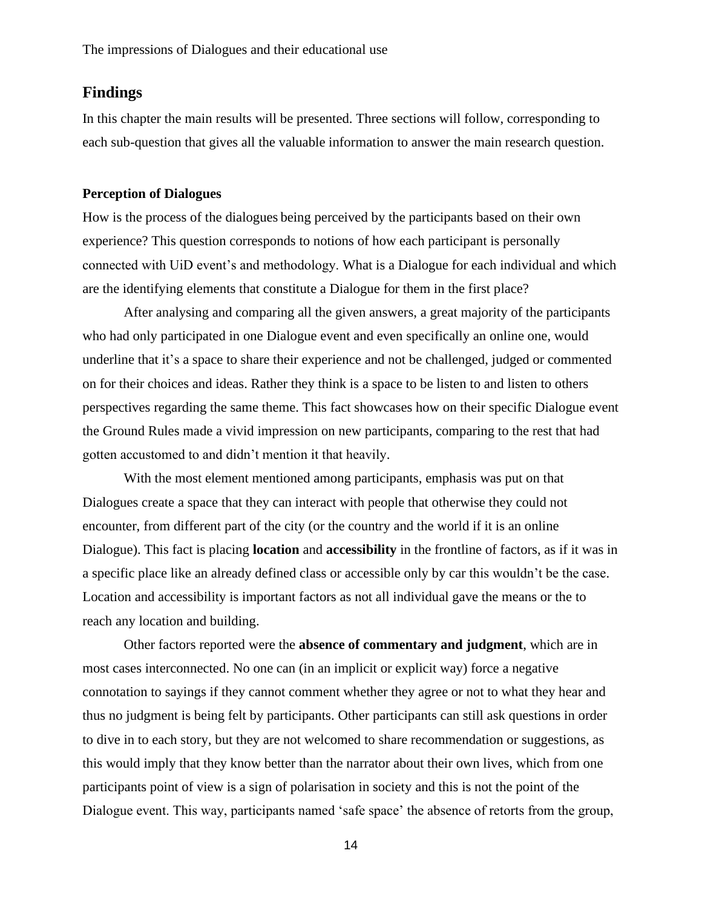## Findings

In this chapter the main results will be presented. Three sections will follow, corresponding to each sub-question that gives all the valuable information to answer the main research question.

### Perception of Dialogues

How is the process of the dialogues being perceived by the participants based on their own experience? This question corresponds to notions of how each participant is personally connected with UiD event's and methodology. What is a Dialogue for each individual and which are the identifying elements that constitute a Dialogue for them in the first place?

After analysing and comparing all the given answers, a great majority of the participants who had only participated in one Dialogue event and even specifically an online one, would underline that it's a space to share their experience and not be challenged, judged or commented on for their choices and ideas. Rather they think is a space to be listen to and listen to others perspectives regarding the same theme. This fact showcases how on their specific Dialogue event the Ground Rules made a vivid impression on new participants, comparing to the rest that had gotten accustomed to and didn't mention it that heavily.

With the most element mentioned among participants, emphasis was put on that Dialogues create a space that they can interact with people that otherwise they could not encounter, from different part of the city (or the country and the world if it is an online Dialogue). This fact is placing **location** and **accessibility** in the frontline of factors, as if it was in a specific place like an already defined class or accessible only by car this wouldn't be the case. Location and accessibility is important factors as not all individual gave the means or the to reach any location and building.

Other factors reported were the **absence of commentary and judgment**, which are in most cases interconnected. No one can (in an implicit or explicit way) force a negative connotation to sayings if they cannot comment whether they agree or not to what they hear and thus no judgment is being felt by participants. Other participants can still ask questions in order to dive in to each story, but they are not welcomed to share recommendation or suggestions, as this would imply that they know better than the narrator about their own lives, which from one participants point of view is a sign of polarisation in society and this is not the point of the Dialogue event. This way, participants named 'safe space' the absence of retorts from the group,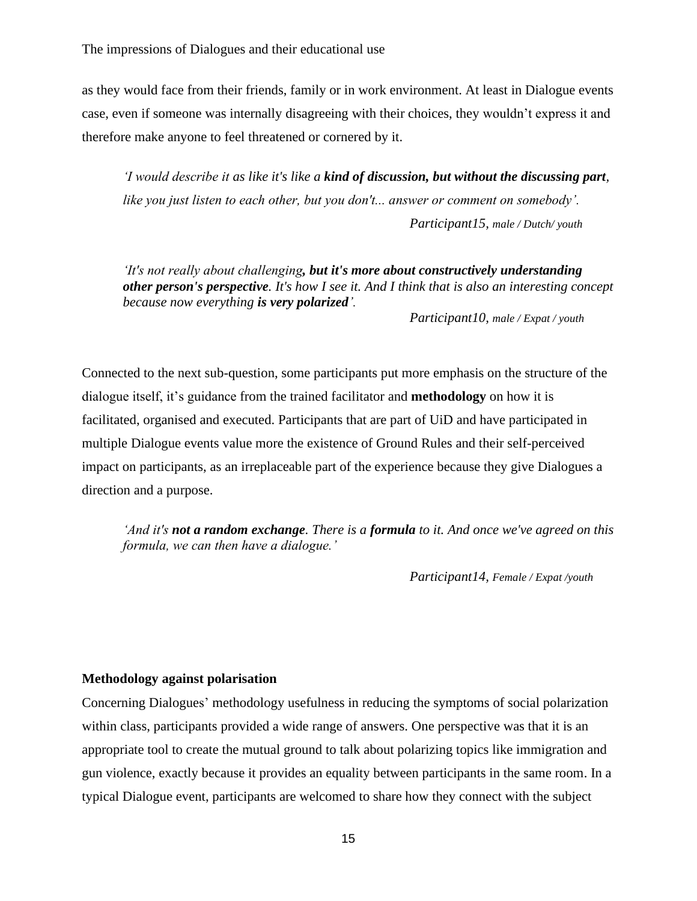as they would face from their friends, family or in work environment. At least in Dialogue events case, even if someone was internally disagreeing with their choices, they wouldn't express it and therefore make anyone to feel threatened or cornered by it.

> *'I would describe it as like it's like a **kind of discussion, but without the discussing part**, like you just listen to each other, but you don't... answer or comment on somebody'.*
>
> *Participant15, male / Dutch/ youth*

> *'It's not really about challenging**, but it's more about constructively understanding other person's perspective**. It's how I see it. And I think that is also an interesting concept because now everything **is very polarized**'.*
>
> *Participant10, male / Expat / youth*

Connected to the next sub-question, some participants put more emphasis on the structure of the dialogue itself, it's guidance from the trained facilitator and **methodology** on how it is facilitated, organised and executed. Participants that are part of UiD and have participated in multiple Dialogue events value more the existence of Ground Rules and their self-perceived impact on participants, as an irreplaceable part of the experience because they give Dialogues a direction and a purpose.

> *'And it's **not a random exchange**. There is a **formula** to it. And once we've agreed on this formula, we can then have a dialogue.'*
>
> *Participant14, Female / Expat /youth*

**Methodology against polarisation**

Concerning Dialogues' methodology usefulness in reducing the symptoms of social polarization within class, participants provided a wide range of answers. One perspective was that it is an appropriate tool to create the mutual ground to talk about polarizing topics like immigration and gun violence, exactly because it provides an equality between participants in the same room. In a typical Dialogue event, participants are welcomed to share how they connect with the subject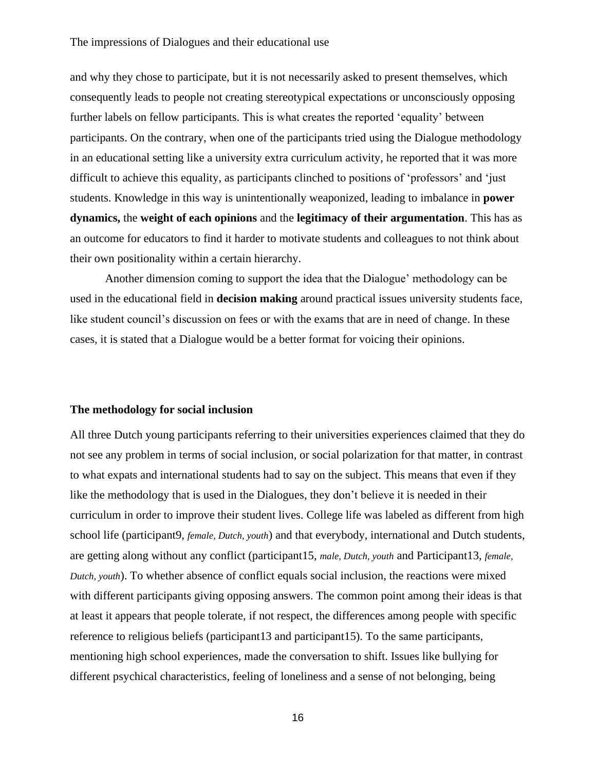and why they chose to participate, but it is not necessarily asked to present themselves, which consequently leads to people not creating stereotypical expectations or unconsciously opposing further labels on fellow participants. This is what creates the reported 'equality' between participants. On the contrary, when one of the participants tried using the Dialogue methodology in an educational setting like a university extra curriculum activity, he reported that it was more difficult to achieve this equality, as participants clinched to positions of 'professors' and 'just students. Knowledge in this way is unintentionally weaponized, leading to imbalance in **power dynamics,** the **weight of each opinions** and the **legitimacy of their argumentation**. This has as an outcome for educators to find it harder to motivate students and colleagues to not think about their own positionality within a certain hierarchy.

Another dimension coming to support the idea that the Dialogue' methodology can be used in the educational field in **decision making** around practical issues university students face, like student council's discussion on fees or with the exams that are in need of change. In these cases, it is stated that a Dialogue would be a better format for voicing their opinions.

### The methodology for social inclusion

All three Dutch young participants referring to their universities experiences claimed that they do not see any problem in terms of social inclusion, or social polarization for that matter, in contrast to what expats and international students had to say on the subject. This means that even if they like the methodology that is used in the Dialogues, they don't believe it is needed in their curriculum in order to improve their student lives. College life was labeled as different from high school life (participant9, *female, Dutch, youth*) and that everybody, international and Dutch students, are getting along without any conflict (participant15, *male, Dutch, youth* and Participant13, *female, Dutch, youth*). To whether absence of conflict equals social inclusion, the reactions were mixed with different participants giving opposing answers. The common point among their ideas is that at least it appears that people tolerate, if not respect, the differences among people with specific reference to religious beliefs (participant13 and participant15). To the same participants, mentioning high school experiences, made the conversation to shift. Issues like bullying for different psychical characteristics, feeling of loneliness and a sense of not belonging, being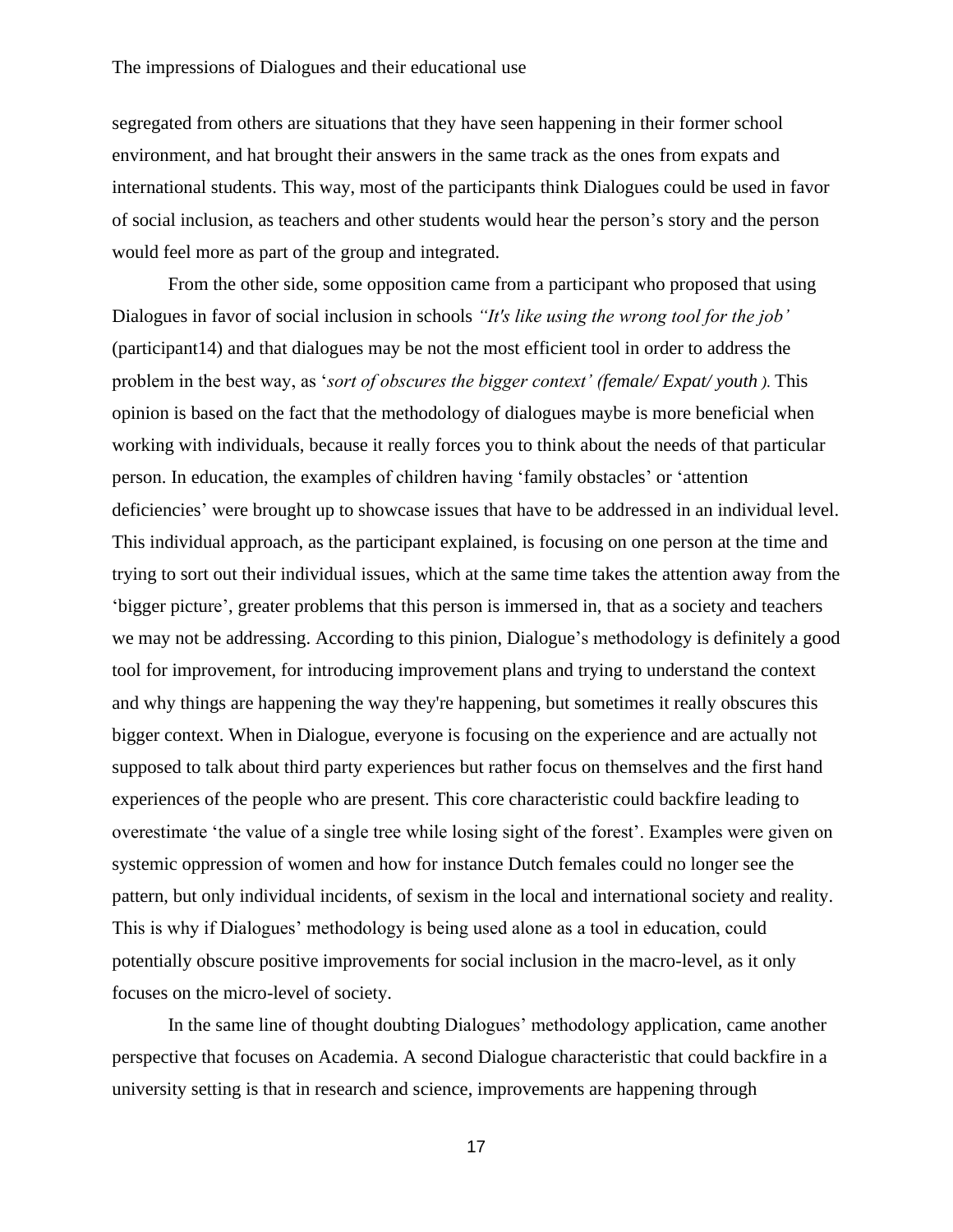segregated from others are situations that they have seen happening in their former school environment, and hat brought their answers in the same track as the ones from expats and international students. This way, most of the participants think Dialogues could be used in favor of social inclusion, as teachers and other students would hear the person's story and the person would feel more as part of the group and integrated.

From the other side, some opposition came from a participant who proposed that using Dialogues in favor of social inclusion in schools *"It's like using the wrong tool for the job'* (participant14) and that dialogues may be not the most efficient tool in order to address the problem in the best way, as '*sort of obscures the bigger context' (female/ Expat/ youth ).* This opinion is based on the fact that the methodology of dialogues maybe is more beneficial when working with individuals, because it really forces you to think about the needs of that particular person. In education, the examples of children having 'family obstacles' or 'attention deficiencies' were brought up to showcase issues that have to be addressed in an individual level. This individual approach, as the participant explained, is focusing on one person at the time and trying to sort out their individual issues, which at the same time takes the attention away from the 'bigger picture', greater problems that this person is immersed in, that as a society and teachers we may not be addressing. According to this pinion, Dialogue's methodology is definitely a good tool for improvement, for introducing improvement plans and trying to understand the context and why things are happening the way they're happening, but sometimes it really obscures this bigger context. When in Dialogue, everyone is focusing on the experience and are actually not supposed to talk about third party experiences but rather focus on themselves and the first hand experiences of the people who are present. This core characteristic could backfire leading to overestimate 'the value of a single tree while losing sight of the forest'. Examples were given on systemic oppression of women and how for instance Dutch females could no longer see the pattern, but only individual incidents, of sexism in the local and international society and reality. This is why if Dialogues' methodology is being used alone as a tool in education, could potentially obscure positive improvements for social inclusion in the macro-level, as it only focuses on the micro-level of society.

In the same line of thought doubting Dialogues' methodology application, came another perspective that focuses on Academia. A second Dialogue characteristic that could backfire in a university setting is that in research and science, improvements are happening through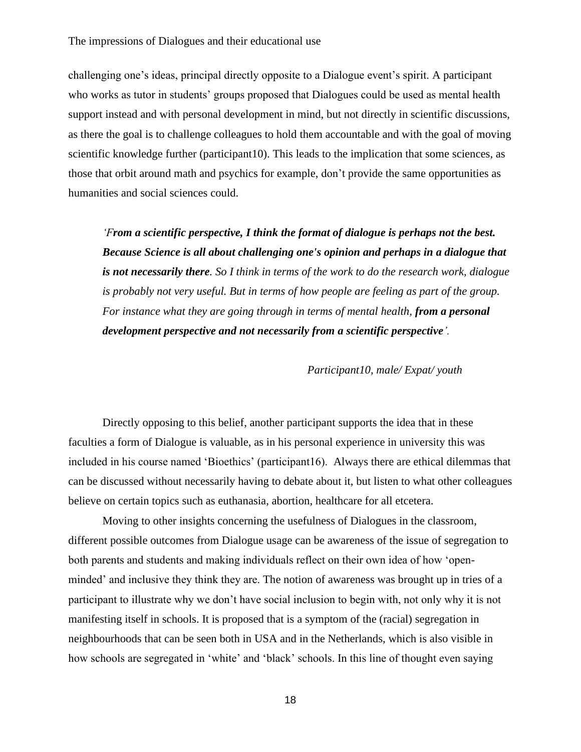challenging one's ideas, principal directly opposite to a Dialogue event's spirit. A participant who works as tutor in students' groups proposed that Dialogues could be used as mental health support instead and with personal development in mind, but not directly in scientific discussions, as there the goal is to challenge colleagues to hold them accountable and with the goal of moving scientific knowledge further (participant10). This leads to the implication that some sciences, as those that orbit around math and psychics for example, don't provide the same opportunities as humanities and social sciences could.

> *'F**rom a scientific perspective, I think the format of dialogue is perhaps not the best. Because Science is all about challenging one's opinion and perhaps in a dialogue that is not necessarily there**. So I think in terms of the work to do the research work, dialogue is probably not very useful. But in terms of how people are feeling as part of the group. For instance what they are going through in terms of mental health, **from a personal development perspective and not necessarily from a scientific perspective**'.*
>
> *Participant10, male/ Expat/ youth*

Directly opposing to this belief, another participant supports the idea that in these faculties a form of Dialogue is valuable, as in his personal experience in university this was included in his course named 'Bioethics' (participant16). Always there are ethical dilemmas that can be discussed without necessarily having to debate about it, but listen to what other colleagues believe on certain topics such as euthanasia, abortion, healthcare for all etcetera.

Moving to other insights concerning the usefulness of Dialogues in the classroom, different possible outcomes from Dialogue usage can be awareness of the issue of segregation to both parents and students and making individuals reflect on their own idea of how 'open-minded' and inclusive they think they are. The notion of awareness was brought up in tries of a participant to illustrate why we don't have social inclusion to begin with, not only why it is not manifesting itself in schools. It is proposed that is a symptom of the (racial) segregation in neighbourhoods that can be seen both in USA and in the Netherlands, which is also visible in how schools are segregated in 'white' and 'black' schools. In this line of thought even saying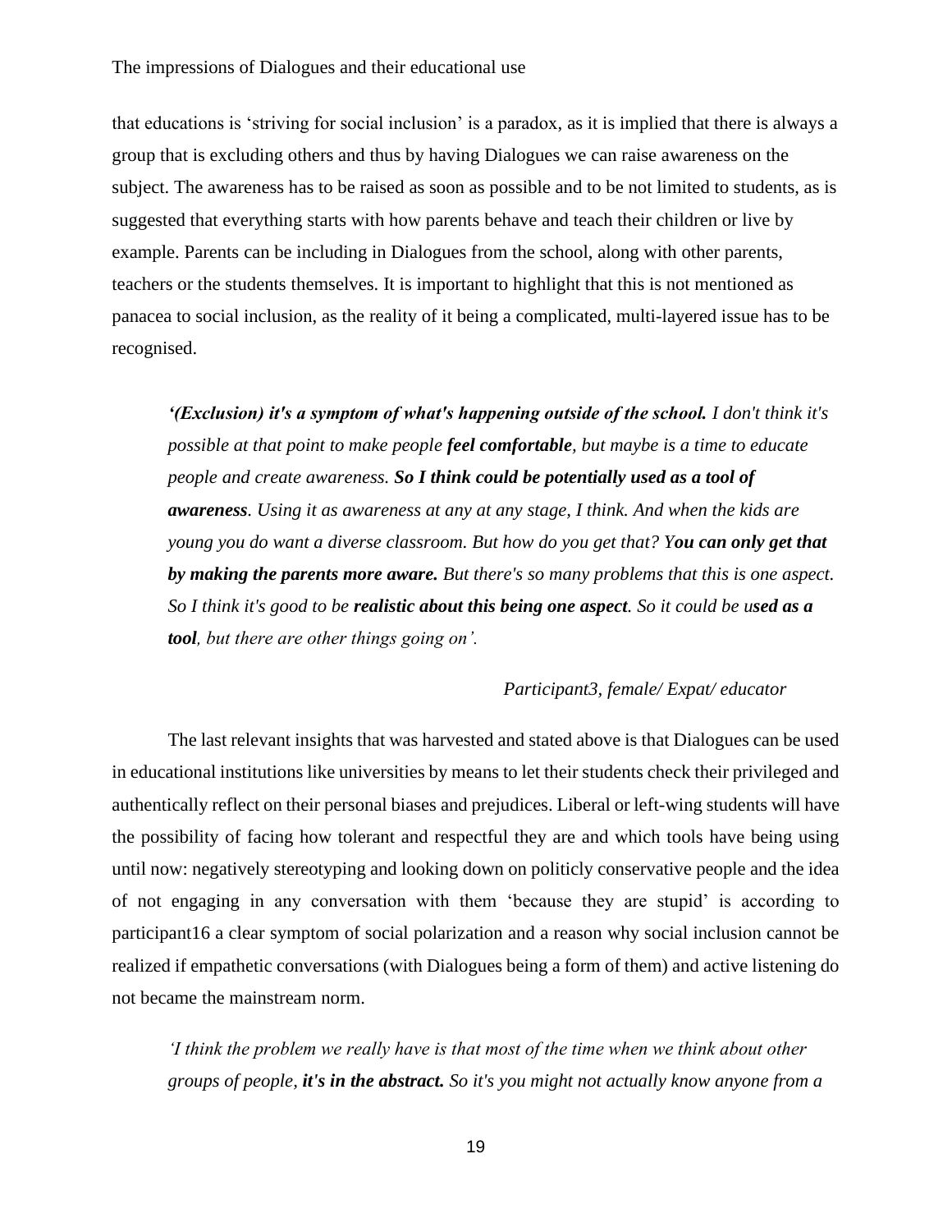that educations is 'striving for social inclusion' is a paradox, as it is implied that there is always a group that is excluding others and thus by having Dialogues we can raise awareness on the subject. The awareness has to be raised as soon as possible and to be not limited to students, as is suggested that everything starts with how parents behave and teach their children or live by example. Parents can be including in Dialogues from the school, along with other parents, teachers or the students themselves. It is important to highlight that this is not mentioned as panacea to social inclusion, as the reality of it being a complicated, multi-layered issue has to be recognised.

> *'**(Exclusion) it's a symptom of what's happening outside of the school.** I don't think it's possible at that point to make people **feel comfortable**, but maybe is a time to educate people and create awareness. **So I think could be potentially used as a tool of awareness**. Using it as awareness at any at any stage, I think. And when the kids are young you do want a diverse classroom. But how do you get that? Y**ou can only get that by making the parents more aware.** But there's so many problems that this is one aspect. So I think it's good to be **realistic about this being one aspect**. So it could be u**sed as a tool**, but there are other things going on'.*
>
> *Participant3, female/ Expat/ educator*

The last relevant insights that was harvested and stated above is that Dialogues can be used in educational institutions like universities by means to let their students check their privileged and authentically reflect on their personal biases and prejudices. Liberal or left-wing students will have the possibility of facing how tolerant and respectful they are and which tools have being using until now: negatively stereotyping and looking down on politicly conservative people and the idea of not engaging in any conversation with them 'because they are stupid' is according to participant16 a clear symptom of social polarization and a reason why social inclusion cannot be realized if empathetic conversations (with Dialogues being a form of them) and active listening do not became the mainstream norm.

> *'I think the problem we really have is that most of the time when we think about other groups of people, **it's in the abstract.** So it's you might not actually know anyone from a*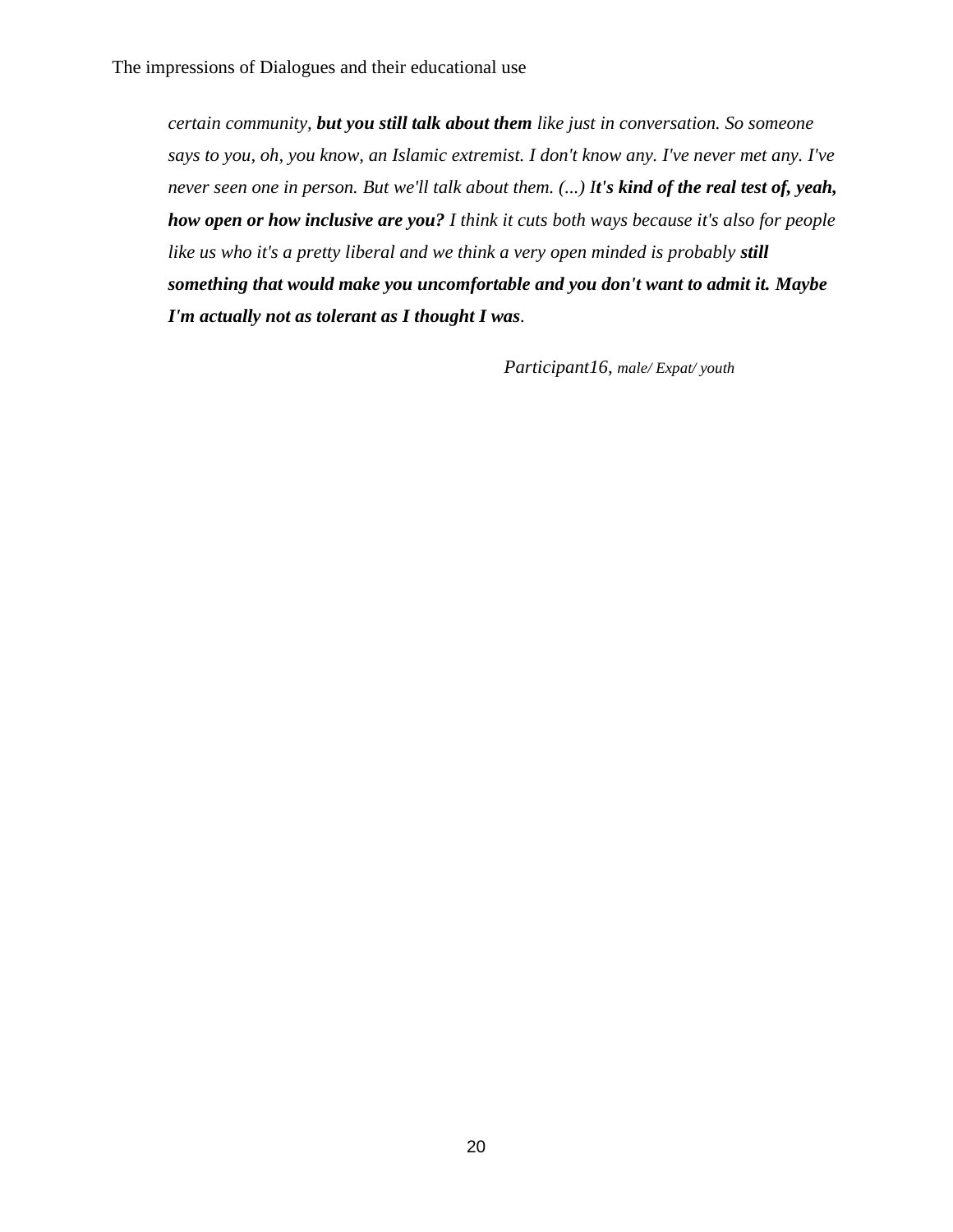*certain community, **but you still talk about them** like just in conversation. So someone says to you, oh, you know, an Islamic extremist. I don't know any. I've never met any. I've never seen one in person. But we'll talk about them. (...) I**t's kind of the real test of, yeah, how open or how inclusive are you?** I think it cuts both ways because it's also for people like us who it's a pretty liberal and we think a very open minded is probably **still something that would make you uncomfortable and you don't want to admit it. Maybe I'm actually not as tolerant as I thought I was**.*

*Participant16, male/ Expat/ youth*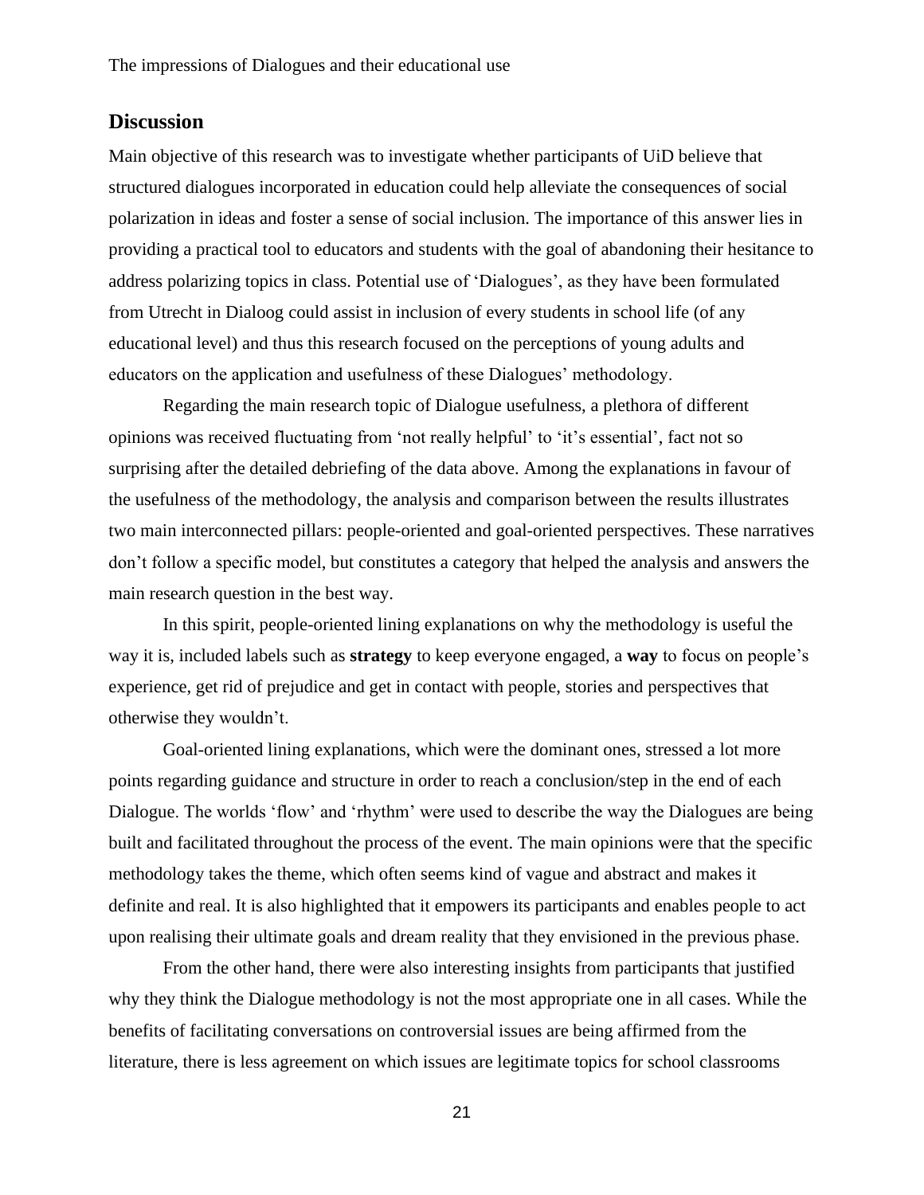## Discussion

Main objective of this research was to investigate whether participants of UiD believe that structured dialogues incorporated in education could help alleviate the consequences of social polarization in ideas and foster a sense of social inclusion. The importance of this answer lies in providing a practical tool to educators and students with the goal of abandoning their hesitance to address polarizing topics in class. Potential use of 'Dialogues', as they have been formulated from Utrecht in Dialoog could assist in inclusion of every students in school life (of any educational level) and thus this research focused on the perceptions of young adults and educators on the application and usefulness of these Dialogues' methodology.

Regarding the main research topic of Dialogue usefulness, a plethora of different opinions was received fluctuating from 'not really helpful' to 'it's essential', fact not so surprising after the detailed debriefing of the data above. Among the explanations in favour of the usefulness of the methodology, the analysis and comparison between the results illustrates two main interconnected pillars: people-oriented and goal-oriented perspectives. These narratives don't follow a specific model, but constitutes a category that helped the analysis and answers the main research question in the best way.

In this spirit, people-oriented lining explanations on why the methodology is useful the way it is, included labels such as **strategy** to keep everyone engaged, a **way** to focus on people's experience, get rid of prejudice and get in contact with people, stories and perspectives that otherwise they wouldn't.

Goal-oriented lining explanations, which were the dominant ones, stressed a lot more points regarding guidance and structure in order to reach a conclusion/step in the end of each Dialogue. The worlds 'flow' and 'rhythm' were used to describe the way the Dialogues are being built and facilitated throughout the process of the event. The main opinions were that the specific methodology takes the theme, which often seems kind of vague and abstract and makes it definite and real. It is also highlighted that it empowers its participants and enables people to act upon realising their ultimate goals and dream reality that they envisioned in the previous phase.

From the other hand, there were also interesting insights from participants that justified why they think the Dialogue methodology is not the most appropriate one in all cases. While the benefits of facilitating conversations on controversial issues are being affirmed from the literature, there is less agreement on which issues are legitimate topics for school classrooms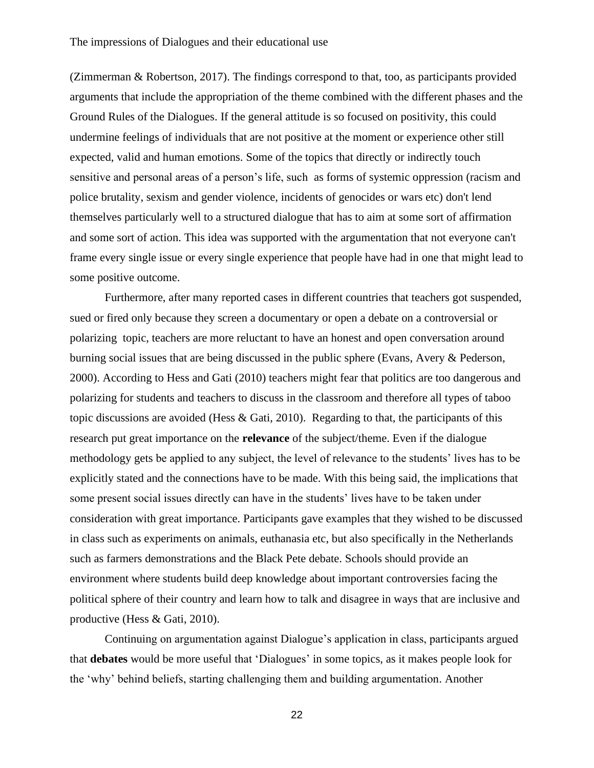(Zimmerman & Robertson, 2017). The findings correspond to that, too, as participants provided arguments that include the appropriation of the theme combined with the different phases and the Ground Rules of the Dialogues. If the general attitude is so focused on positivity, this could undermine feelings of individuals that are not positive at the moment or experience other still expected, valid and human emotions. Some of the topics that directly or indirectly touch sensitive and personal areas of a person's life, such as forms of systemic oppression (racism and police brutality, sexism and gender violence, incidents of genocides or wars etc) don't lend themselves particularly well to a structured dialogue that has to aim at some sort of affirmation and some sort of action. This idea was supported with the argumentation that not everyone can't frame every single issue or every single experience that people have had in one that might lead to some positive outcome.

Furthermore, after many reported cases in different countries that teachers got suspended, sued or fired only because they screen a documentary or open a debate on a controversial or polarizing topic, teachers are more reluctant to have an honest and open conversation around burning social issues that are being discussed in the public sphere (Evans, Avery & Pederson, 2000). According to Hess and Gati (2010) teachers might fear that politics are too dangerous and polarizing for students and teachers to discuss in the classroom and therefore all types of taboo topic discussions are avoided (Hess & Gati, 2010). Regarding to that, the participants of this research put great importance on the **relevance** of the subject/theme. Even if the dialogue methodology gets be applied to any subject, the level of relevance to the students' lives has to be explicitly stated and the connections have to be made. With this being said, the implications that some present social issues directly can have in the students' lives have to be taken under consideration with great importance. Participants gave examples that they wished to be discussed in class such as experiments on animals, euthanasia etc, but also specifically in the Netherlands such as farmers demonstrations and the Black Pete debate. Schools should provide an environment where students build deep knowledge about important controversies facing the political sphere of their country and learn how to talk and disagree in ways that are inclusive and productive (Hess & Gati, 2010).

Continuing on argumentation against Dialogue's application in class, participants argued that **debates** would be more useful that 'Dialogues' in some topics, as it makes people look for the 'why' behind beliefs, starting challenging them and building argumentation. Another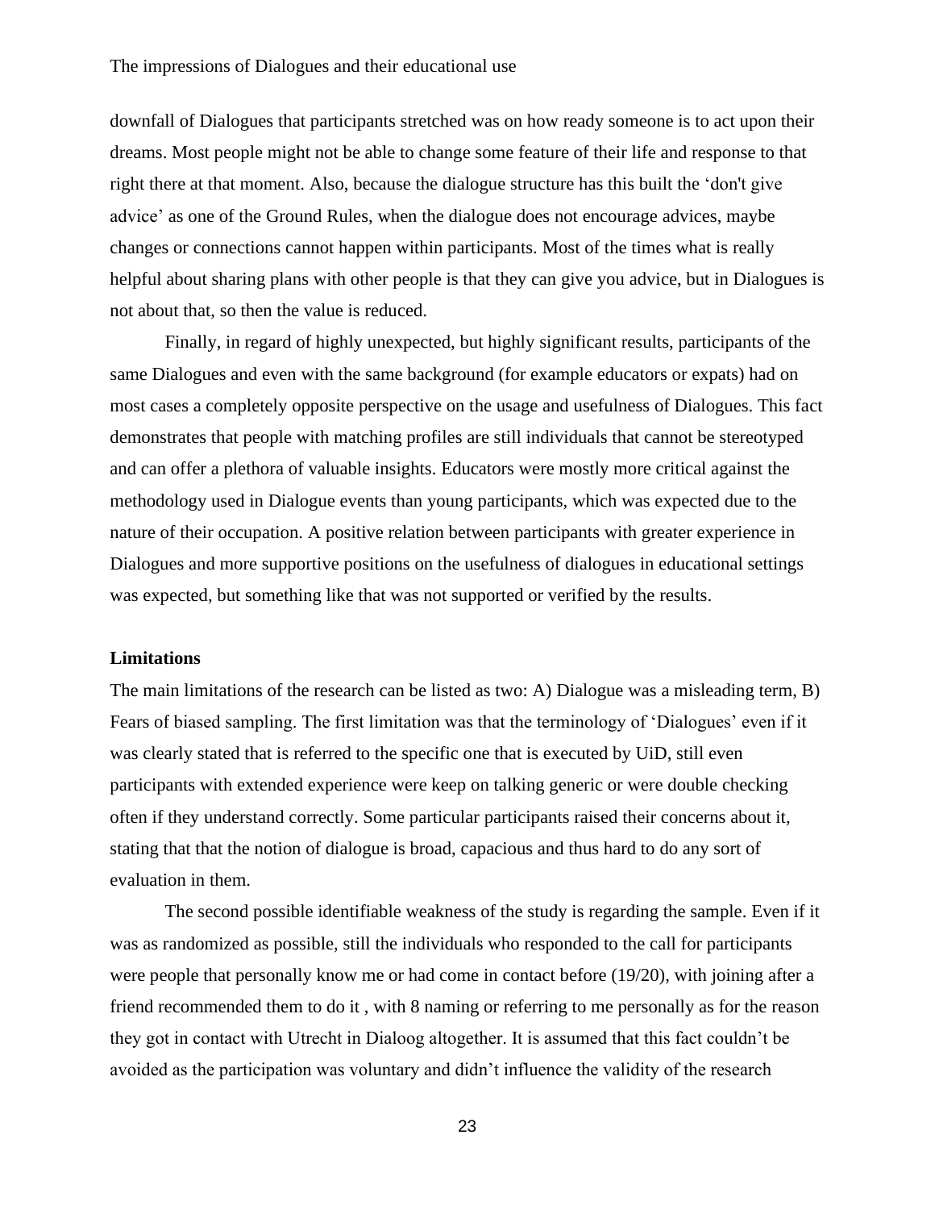downfall of Dialogues that participants stretched was on how ready someone is to act upon their dreams. Most people might not be able to change some feature of their life and response to that right there at that moment. Also, because the dialogue structure has this built the 'don't give advice' as one of the Ground Rules, when the dialogue does not encourage advices, maybe changes or connections cannot happen within participants. Most of the times what is really helpful about sharing plans with other people is that they can give you advice, but in Dialogues is not about that, so then the value is reduced.

Finally, in regard of highly unexpected, but highly significant results, participants of the same Dialogues and even with the same background (for example educators or expats) had on most cases a completely opposite perspective on the usage and usefulness of Dialogues. This fact demonstrates that people with matching profiles are still individuals that cannot be stereotyped and can offer a plethora of valuable insights. Educators were mostly more critical against the methodology used in Dialogue events than young participants, which was expected due to the nature of their occupation. A positive relation between participants with greater experience in Dialogues and more supportive positions on the usefulness of dialogues in educational settings was expected, but something like that was not supported or verified by the results.

**Limitations**

The main limitations of the research can be listed as two: A) Dialogue was a misleading term, B) Fears of biased sampling. The first limitation was that the terminology of 'Dialogues' even if it was clearly stated that is referred to the specific one that is executed by UiD, still even participants with extended experience were keep on talking generic or were double checking often if they understand correctly. Some particular participants raised their concerns about it, stating that that the notion of dialogue is broad, capacious and thus hard to do any sort of evaluation in them.

The second possible identifiable weakness of the study is regarding the sample. Even if it was as randomized as possible, still the individuals who responded to the call for participants were people that personally know me or had come in contact before (19/20), with joining after a friend recommended them to do it , with 8 naming or referring to me personally as for the reason they got in contact with Utrecht in Dialoog altogether. It is assumed that this fact couldn't be avoided as the participation was voluntary and didn't influence the validity of the research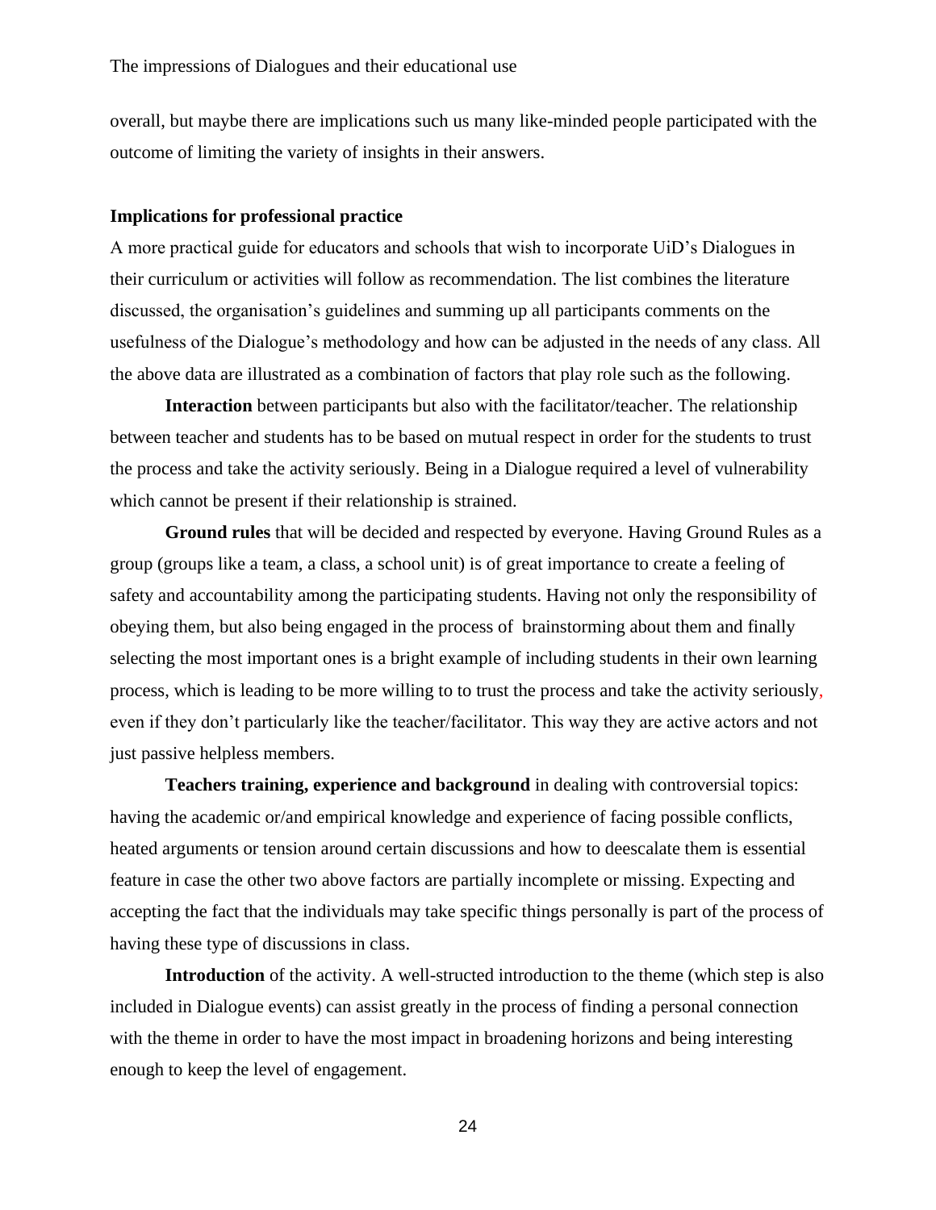overall, but maybe there are implications such us many like-minded people participated with the outcome of limiting the variety of insights in their answers.

**Implications for professional practice**

A more practical guide for educators and schools that wish to incorporate UiD's Dialogues in their curriculum or activities will follow as recommendation. The list combines the literature discussed, the organisation's guidelines and summing up all participants comments on the usefulness of the Dialogue's methodology and how can be adjusted in the needs of any class. All the above data are illustrated as a combination of factors that play role such as the following.

**Interaction** between participants but also with the facilitator/teacher. The relationship between teacher and students has to be based on mutual respect in order for the students to trust the process and take the activity seriously. Being in a Dialogue required a level of vulnerability which cannot be present if their relationship is strained.

**Ground rules** that will be decided and respected by everyone. Having Ground Rules as a group (groups like a team, a class, a school unit) is of great importance to create a feeling of safety and accountability among the participating students. Having not only the responsibility of obeying them, but also being engaged in the process of brainstorming about them and finally selecting the most important ones is a bright example of including students in their own learning process, which is leading to be more willing to to trust the process and take the activity seriously, even if they don't particularly like the teacher/facilitator. This way they are active actors and not just passive helpless members.

**Teachers training, experience and background** in dealing with controversial topics: having the academic or/and empirical knowledge and experience of facing possible conflicts, heated arguments or tension around certain discussions and how to deescalate them is essential feature in case the other two above factors are partially incomplete or missing. Expecting and accepting the fact that the individuals may take specific things personally is part of the process of having these type of discussions in class.

**Introduction** of the activity. A well-structed introduction to the theme (which step is also included in Dialogue events) can assist greatly in the process of finding a personal connection with the theme in order to have the most impact in broadening horizons and being interesting enough to keep the level of engagement.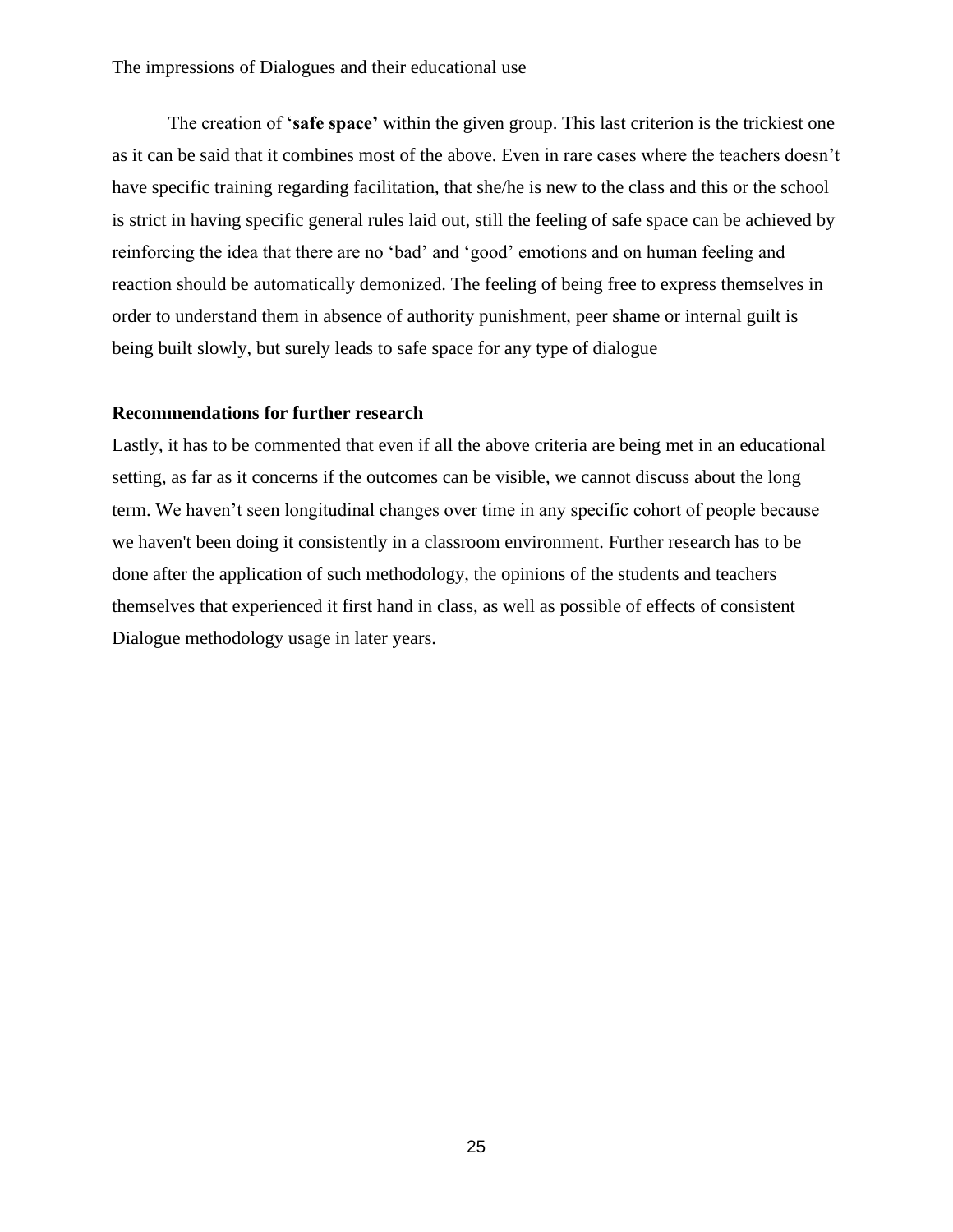The creation of '**safe space'** within the given group. This last criterion is the trickiest one as it can be said that it combines most of the above. Even in rare cases where the teachers doesn't have specific training regarding facilitation, that she/he is new to the class and this or the school is strict in having specific general rules laid out, still the feeling of safe space can be achieved by reinforcing the idea that there are no 'bad' and 'good' emotions and on human feeling and reaction should be automatically demonized. The feeling of being free to express themselves in order to understand them in absence of authority punishment, peer shame or internal guilt is being built slowly, but surely leads to safe space for any type of dialogue

**Recommendations for further research**

Lastly, it has to be commented that even if all the above criteria are being met in an educational setting, as far as it concerns if the outcomes can be visible, we cannot discuss about the long term. We haven't seen longitudinal changes over time in any specific cohort of people because we haven't been doing it consistently in a classroom environment. Further research has to be done after the application of such methodology, the opinions of the students and teachers themselves that experienced it first hand in class, as well as possible of effects of consistent Dialogue methodology usage in later years.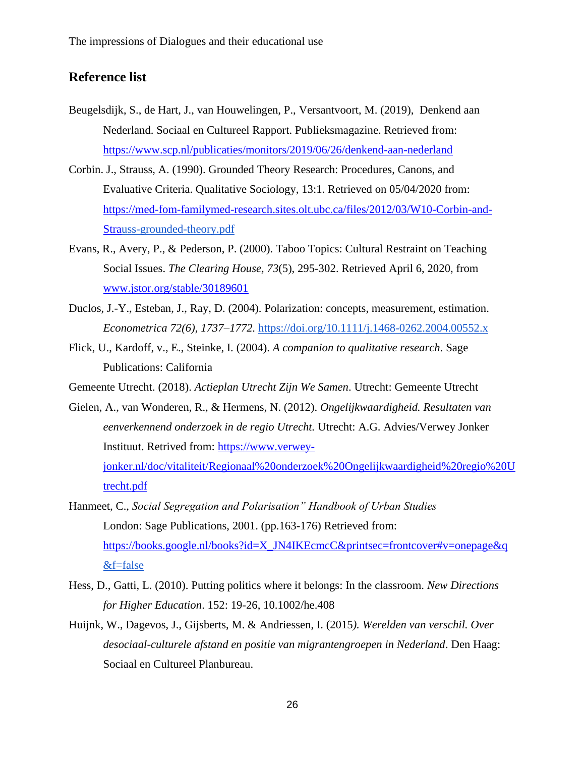## Reference list

Beugelsdijk, S., de Hart, J., van Houwelingen, P., Versantvoort, M. (2019), Denkend aan Nederland. Sociaal en Cultureel Rapport. Publieksmagazine. Retrieved from: https://www.scp.nl/publicaties/monitors/2019/06/26/denkend-aan-nederland

Corbin. J., Strauss, A. (1990). Grounded Theory Research: Procedures, Canons, and Evaluative Criteria. Qualitative Sociology, 13:1. Retrieved on 05/04/2020 from: https://med-fom-familymed-research.sites.olt.ubc.ca/files/2012/03/W10-Corbin-and-Strauss-grounded-theory.pdf

Evans, R., Avery, P., & Pederson, P. (2000). Taboo Topics: Cultural Restraint on Teaching Social Issues. *The Clearing House, 73*(5), 295-302. Retrieved April 6, 2020, from www.jstor.org/stable/30189601

Duclos, J.-Y., Esteban, J., Ray, D. (2004). Polarization: concepts, measurement, estimation. *Econometrica 72(6), 1737–1772.* https://doi.org/10.1111/j.1468-0262.2004.00552.x

Flick, U., Kardoff, v., E., Steinke, I. (2004). *A companion to qualitative research*. Sage Publications: California

Gemeente Utrecht. (2018). *Actieplan Utrecht Zijn We Samen*. Utrecht: Gemeente Utrecht

Gielen, A., van Wonderen, R., & Hermens, N. (2012). *Ongelijkwaardigheid. Resultaten van eenverkennend onderzoek in de regio Utrecht.* Utrecht: A.G. Advies/Verwey Jonker Instituut. Retrived from: https://www.verwey-jonker.nl/doc/vitaliteit/Regionaal%20onderzoek%20Ongelijkwaardigheid%20regio%20Utrecht.pdf

Hanmeet, C., *Social Segregation and Polarisation" Handbook of Urban Studies* London: Sage Publications, 2001. (pp.163-176) Retrieved from: https://books.google.nl/books?id=X_JN4IKEcmcC&printsec=frontcover#v=onepage&q&f=false

Hess, D., Gatti, L. (2010). Putting politics where it belongs: In the classroom. *New Directions for Higher Education*. 152: 19-26, 10.1002/he.408

Huijnk, W., Dagevos, J., Gijsberts, M. & Andriessen, I. (2015*). Werelden van verschil. Over desociaal-culturele afstand en positie van migrantengroepen in Nederland*. Den Haag: Sociaal en Cultureel Planbureau.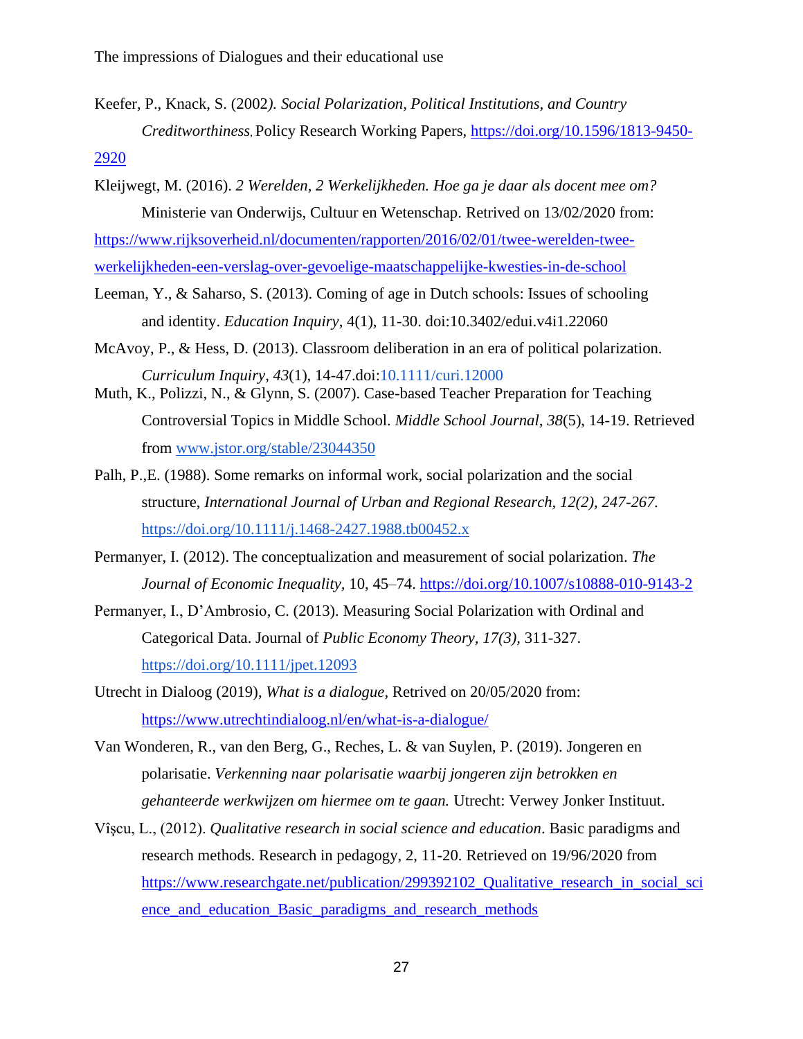Keefer, P., Knack, S. (2002*). Social Polarization, Political Institutions, and Country Creditworthiness*, Policy Research Working Papers, https://doi.org/10.1596/1813-9450-2920

Kleijwegt, M. (2016). *2 Werelden, 2 Werkelijkheden. Hoe ga je daar als docent mee om?* Ministerie van Onderwijs, Cultuur en Wetenschap. Retrived on 13/02/2020 from: https://www.rijksoverheid.nl/documenten/rapporten/2016/02/01/twee-werelden-twee-werkelijkheden-een-verslag-over-gevoelige-maatschappelijke-kwesties-in-de-school

Leeman, Y., & Saharso, S. (2013). Coming of age in Dutch schools: Issues of schooling and identity. *Education Inquiry*, 4(1), 11-30. doi:10.3402/edui.v4i1.22060

McAvoy, P., & Hess, D. (2013). Classroom deliberation in an era of political polarization. *Curriculum Inquiry*, *43*(1), 14-47.doi:10.1111/curi.12000

Muth, K., Polizzi, N., & Glynn, S. (2007). Case-based Teacher Preparation for Teaching Controversial Topics in Middle School. *Middle School Journal*, *38*(5), 14-19. Retrieved from www.jstor.org/stable/23044350

Palh, P.,E. (1988). Some remarks on informal work, social polarization and the social structure, *International Journal of Urban and Regional Research, 12(2), 247-267.* https://doi.org/10.1111/j.1468-2427.1988.tb00452.x

Permanyer, I. (2012). The conceptualization and measurement of social polarization. *The Journal of Economic Inequality*, 10, 45–74. https://doi.org/10.1007/s10888-010-9143-2

Permanyer, I., D'Ambrosio, C. (2013). Measuring Social Polarization with Ordinal and Categorical Data. Journal of *Public Economy Theory, 17(3),* 311-327. https://doi.org/10.1111/jpet.12093

Utrecht in Dialoog (2019), *What is a dialogue*, Retrived on 20/05/2020 from: https://www.utrechtindialoog.nl/en/what-is-a-dialogue/

Van Wonderen, R., van den Berg, G., Reches, L. & van Suylen, P. (2019). Jongeren en polarisatie. *Verkenning naar polarisatie waarbij jongeren zijn betrokken en gehanteerde werkwijzen om hiermee om te gaan.* Utrecht: Verwey Jonker Instituut.

Vîşcu, L., (2012). *Qualitative research in social science and education*. Basic paradigms and research methods. Research in pedagogy, 2, 11-20. Retrieved on 19/96/2020 from https://www.researchgate.net/publication/299392102_Qualitative_research_in_social_science_and_education_Basic_paradigms_and_research_methods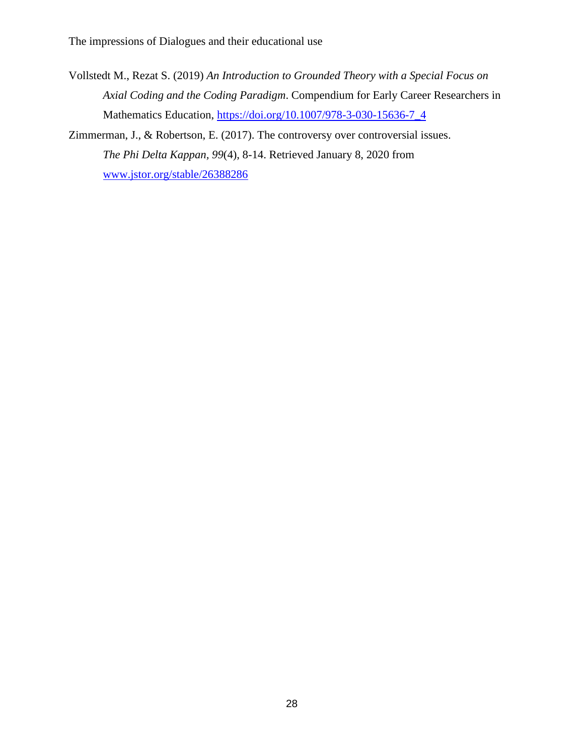Vollstedt M., Rezat S. (2019) *An Introduction to Grounded Theory with a Special Focus on Axial Coding and the Coding Paradigm*. Compendium for Early Career Researchers in Mathematics Education, https://doi.org/10.1007/978-3-030-15636-7_4

Zimmerman, J., & Robertson, E. (2017). The controversy over controversial issues. *The Phi Delta Kappan, 99*(4), 8-14. Retrieved January 8, 2020 from www.jstor.org/stable/26388286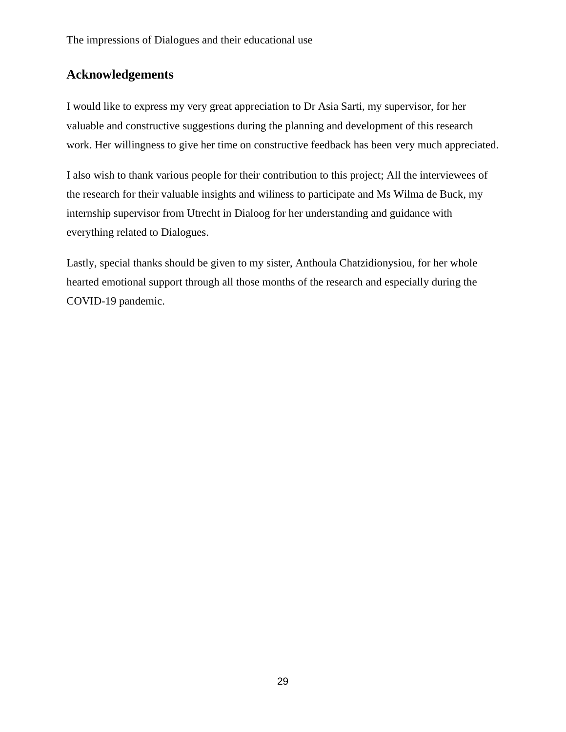## Acknowledgements

I would like to express my very great appreciation to Dr Asia Sarti, my supervisor, for her valuable and constructive suggestions during the planning and development of this research work. Her willingness to give her time on constructive feedback has been very much appreciated.

I also wish to thank various people for their contribution to this project; All the interviewees of the research for their valuable insights and wiliness to participate and Ms Wilma de Buck, my internship supervisor from Utrecht in Dialoog for her understanding and guidance with everything related to Dialogues.

Lastly, special thanks should be given to my sister, Anthoula Chatzidionysiou, for her whole hearted emotional support through all those months of the research and especially during the COVID-19 pandemic.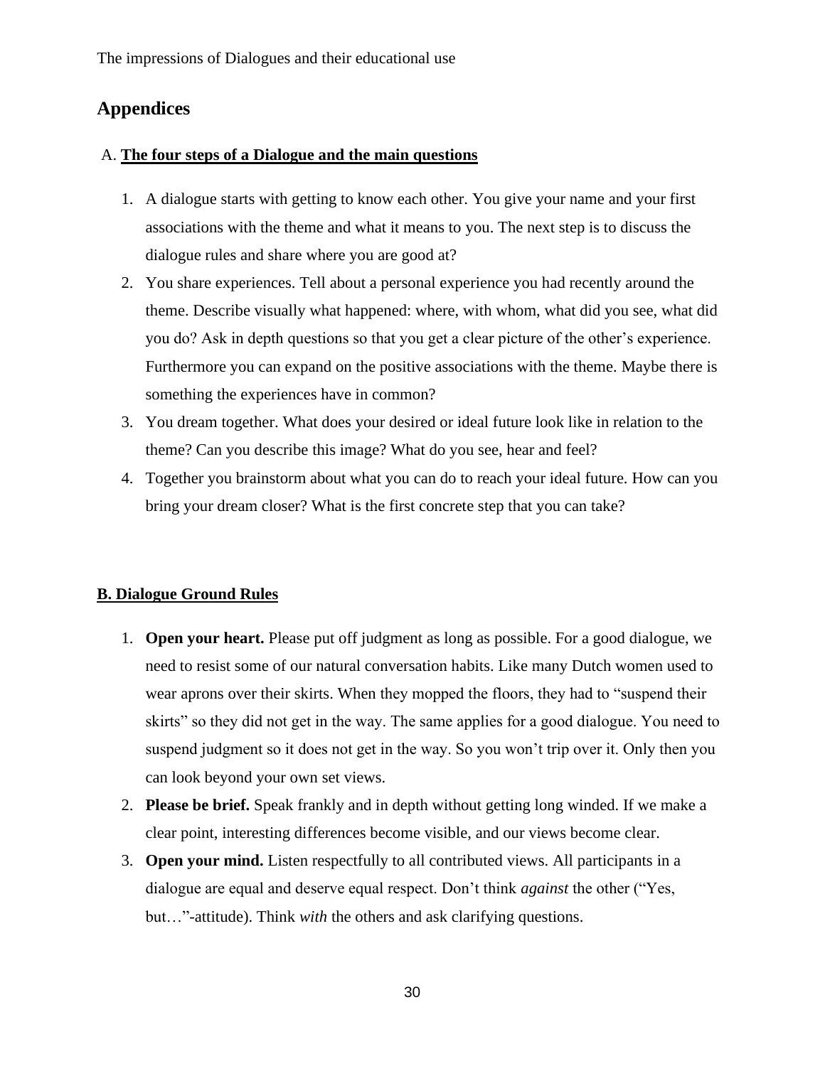# Appendices

A. **The four steps of a Dialogue and the main questions**

1. A dialogue starts with getting to know each other. You give your name and your first associations with the theme and what it means to you. The next step is to discuss the dialogue rules and share where you are good at?
2. You share experiences. Tell about a personal experience you had recently around the theme. Describe visually what happened: where, with whom, what did you see, what did you do? Ask in depth questions so that you get a clear picture of the other's experience. Furthermore you can expand on the positive associations with the theme. Maybe there is something the experiences have in common?
3. You dream together. What does your desired or ideal future look like in relation to the theme? Can you describe this image? What do you see, hear and feel?
4. Together you brainstorm about what you can do to reach your ideal future. How can you bring your dream closer? What is the first concrete step that you can take?

**B. Dialogue Ground Rules**

1. **Open your heart.** Please put off judgment as long as possible. For a good dialogue, we need to resist some of our natural conversation habits. Like many Dutch women used to wear aprons over their skirts. When they mopped the floors, they had to "suspend their skirts" so they did not get in the way. The same applies for a good dialogue. You need to suspend judgment so it does not get in the way. So you won't trip over it. Only then you can look beyond your own set views.
2. **Please be brief.** Speak frankly and in depth without getting long winded. If we make a clear point, interesting differences become visible, and our views become clear.
3. **Open your mind.** Listen respectfully to all contributed views. All participants in a dialogue are equal and deserve equal respect. Don't think *against* the other ("Yes, but…"-attitude). Think *with* the others and ask clarifying questions.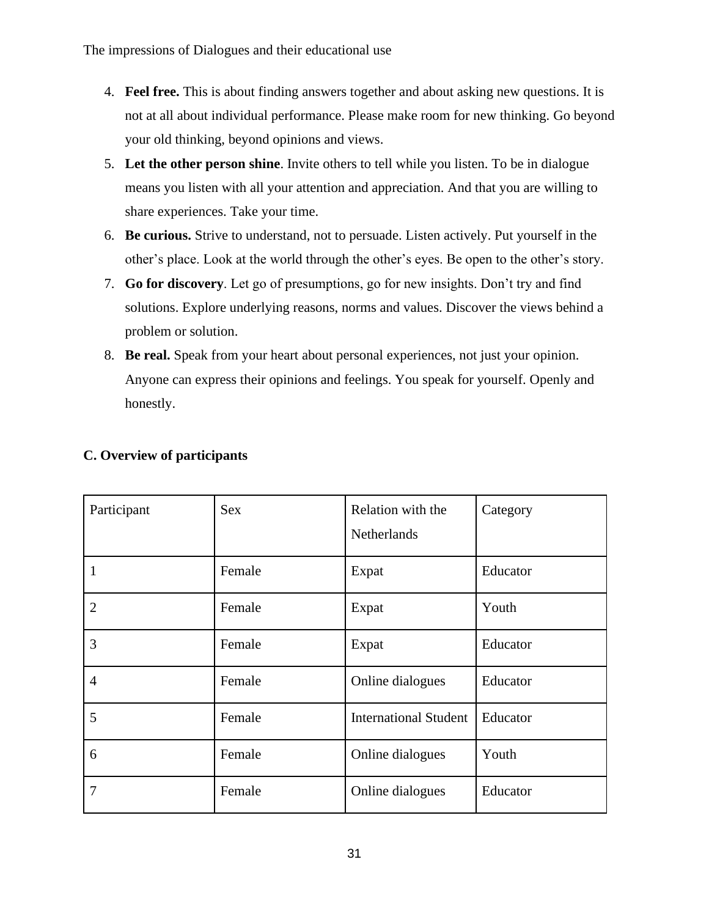4. **Feel free.** This is about finding answers together and about asking new questions. It is not at all about individual performance. Please make room for new thinking. Go beyond your old thinking, beyond opinions and views.
5. **Let the other person shine**. Invite others to tell while you listen. To be in dialogue means you listen with all your attention and appreciation. And that you are willing to share experiences. Take your time.
6. **Be curious.** Strive to understand, not to persuade. Listen actively. Put yourself in the other's place. Look at the world through the other's eyes. Be open to the other's story.
7. **Go for discovery**. Let go of presumptions, go for new insights. Don't try and find solutions. Explore underlying reasons, norms and values. Discover the views behind a problem or solution.
8. **Be real.** Speak from your heart about personal experiences, not just your opinion. Anyone can express their opinions and feelings. You speak for yourself. Openly and honestly.

### C. Overview of participants

| Participant | Sex | Relation with the Netherlands | Category |
| --- | --- | --- | --- |
| 1 | Female | Expat | Educator |
| 2 | Female | Expat | Youth |
| 3 | Female | Expat | Educator |
| 4 | Female | Online dialogues | Educator |
| 5 | Female | International Student | Educator |
| 6 | Female | Online dialogues | Youth |
| 7 | Female | Online dialogues | Educator |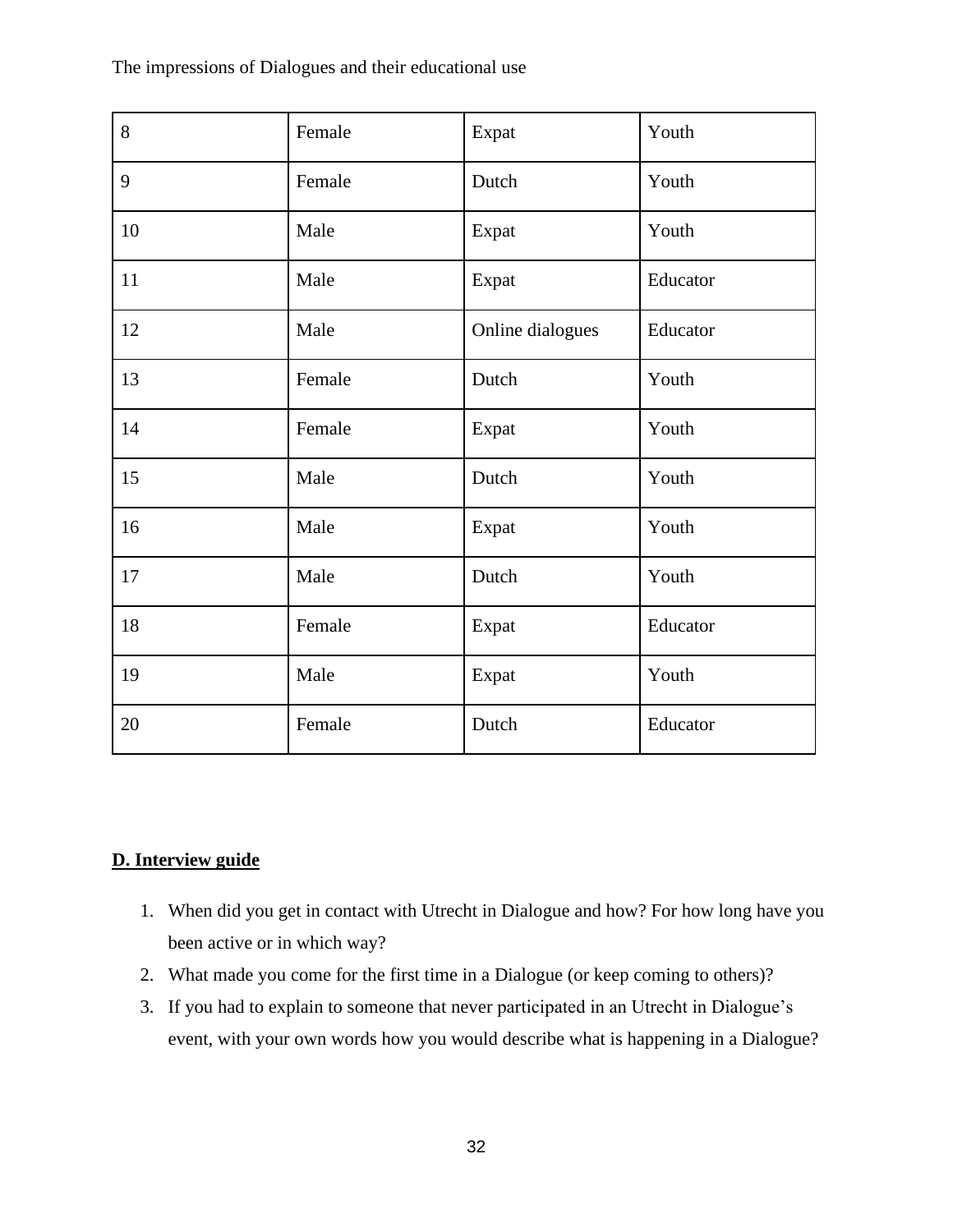| 8 | Female | Expat | Youth |
|---|---|---|---|
| 9 | Female | Dutch | Youth |
| 10 | Male | Expat | Youth |
| 11 | Male | Expat | Educator |
| 12 | Male | Online dialogues | Educator |
| 13 | Female | Dutch | Youth |
| 14 | Female | Expat | Youth |
| 15 | Male | Dutch | Youth |
| 16 | Male | Expat | Youth |
| 17 | Male | Dutch | Youth |
| 18 | Female | Expat | Educator |
| 19 | Male | Expat | Youth |
| 20 | Female | Dutch | Educator |

## D. Interview guide

1. When did you get in contact with Utrecht in Dialogue and how? For how long have you been active or in which way?
2. What made you come for the first time in a Dialogue (or keep coming to others)?
3. If you had to explain to someone that never participated in an Utrecht in Dialogue's event, with your own words how you would describe what is happening in a Dialogue?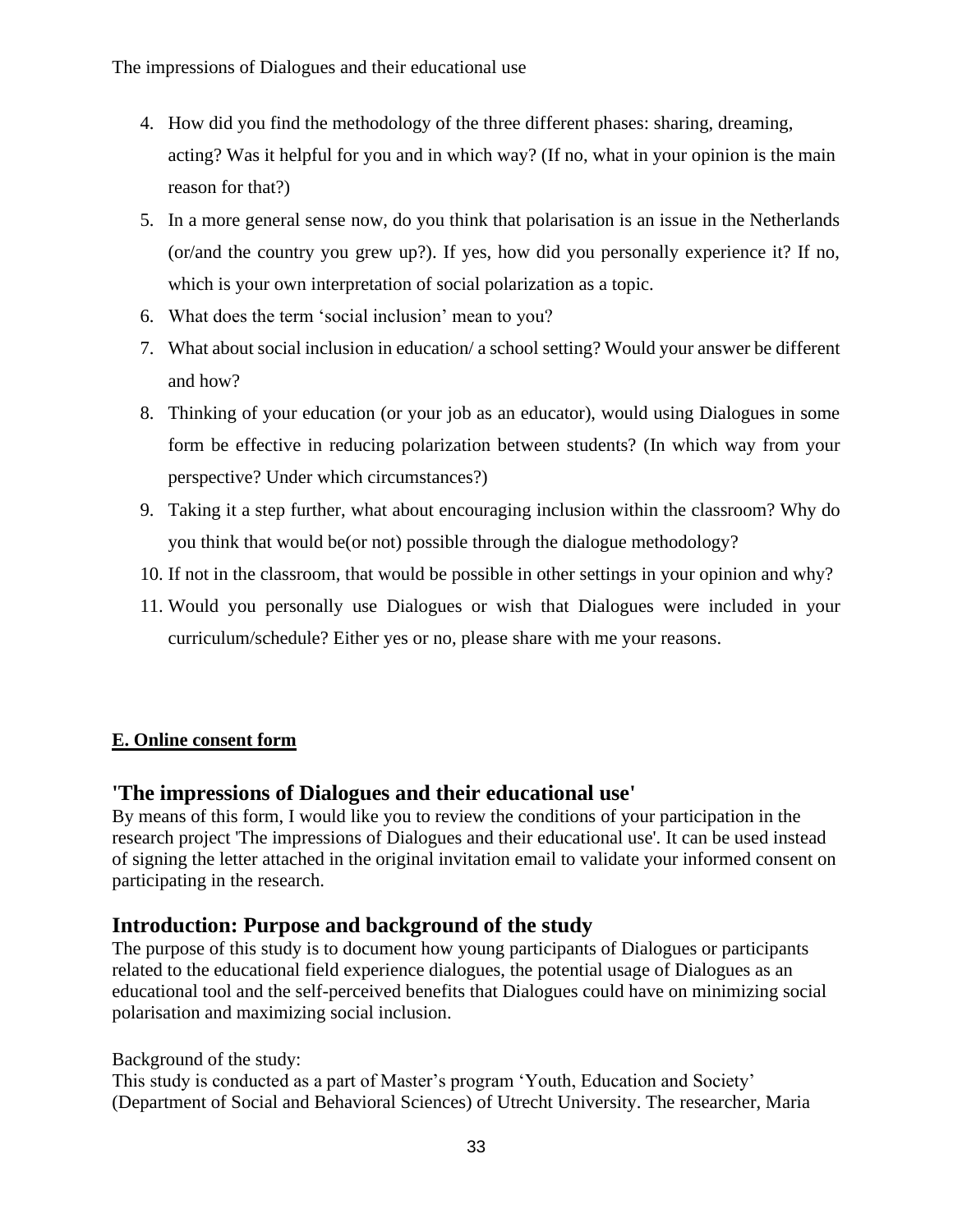4. How did you find the methodology of the three different phases: sharing, dreaming, acting? Was it helpful for you and in which way? (If no, what in your opinion is the main reason for that?)
5. In a more general sense now, do you think that polarisation is an issue in the Netherlands (or/and the country you grew up?). If yes, how did you personally experience it? If no, which is your own interpretation of social polarization as a topic.
6. What does the term 'social inclusion' mean to you?
7. What about social inclusion in education/ a school setting? Would your answer be different and how?
8. Thinking of your education (or your job as an educator), would using Dialogues in some form be effective in reducing polarization between students? (In which way from your perspective? Under which circumstances?)
9. Taking it a step further, what about encouraging inclusion within the classroom? Why do you think that would be(or not) possible through the dialogue methodology?
10. If not in the classroom, that would be possible in other settings in your opinion and why?
11. Would you personally use Dialogues or wish that Dialogues were included in your curriculum/schedule? Either yes or no, please share with me your reasons.

**E. Online consent form**

## 'The impressions of Dialogues and their educational use'

By means of this form, I would like you to review the conditions of your participation in the research project 'The impressions of Dialogues and their educational use'. It can be used instead of signing the letter attached in the original invitation email to validate your informed consent on participating in the research.

## Introduction: Purpose and background of the study

The purpose of this study is to document how young participants of Dialogues or participants related to the educational field experience dialogues, the potential usage of Dialogues as an educational tool and the self-perceived benefits that Dialogues could have on minimizing social polarisation and maximizing social inclusion.

Background of the study:
This study is conducted as a part of Master's program 'Youth, Education and Society' (Department of Social and Behavioral Sciences) of Utrecht University. The researcher, Maria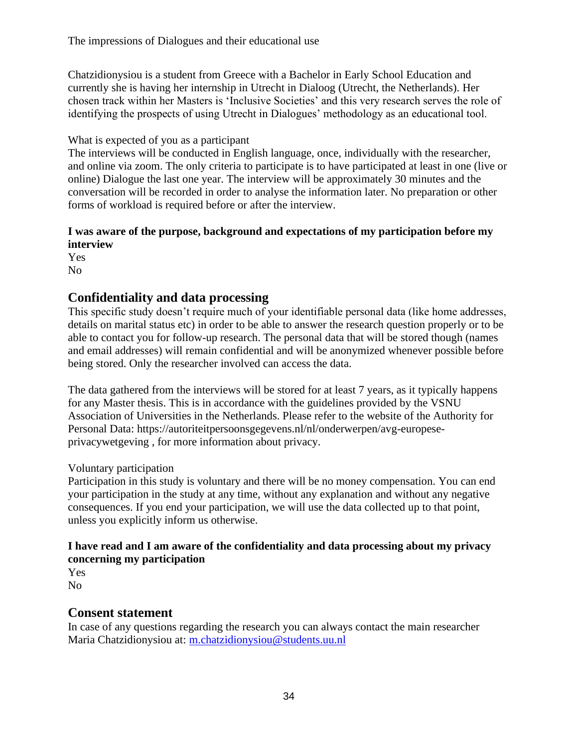The impressions of Dialogues and their educational use

Chatzidionysiou is a student from Greece with a Bachelor in Early School Education and currently she is having her internship in Utrecht in Dialoog (Utrecht, the Netherlands). Her chosen track within her Masters is 'Inclusive Societies' and this very research serves the role of identifying the prospects of using Utrecht in Dialogues' methodology as an educational tool.

What is expected of you as a participant

The interviews will be conducted in English language, once, individually with the researcher, and online via zoom. The only criteria to participate is to have participated at least in one (live or online) Dialogue the last one year. The interview will be approximately 30 minutes and the conversation will be recorded in order to analyse the information later. No preparation or other forms of workload is required before or after the interview.

**I was aware of the purpose, background and expectations of my participation before my interview**

Yes

No

## Confidentiality and data processing

This specific study doesn't require much of your identifiable personal data (like home addresses, details on marital status etc) in order to be able to answer the research question properly or to be able to contact you for follow-up research. The personal data that will be stored though (names and email addresses) will remain confidential and will be anonymized whenever possible before being stored. Only the researcher involved can access the data.

The data gathered from the interviews will be stored for at least 7 years, as it typically happens for any Master thesis. This is in accordance with the guidelines provided by the VSNU Association of Universities in the Netherlands. Please refer to the website of the Authority for Personal Data: https://autoriteitpersoonsgegevens.nl/nl/onderwerpen/avg-europese-privacywetgeving , for more information about privacy.

Voluntary participation

Participation in this study is voluntary and there will be no money compensation. You can end your participation in the study at any time, without any explanation and without any negative consequences. If you end your participation, we will use the data collected up to that point, unless you explicitly inform us otherwise.

**I have read and I am aware of the confidentiality and data processing about my privacy concerning my participation**

Yes

No

## Consent statement

In case of any questions regarding the research you can always contact the main researcher Maria Chatzidionysiou at: m.chatzidionysiou@students.uu.nl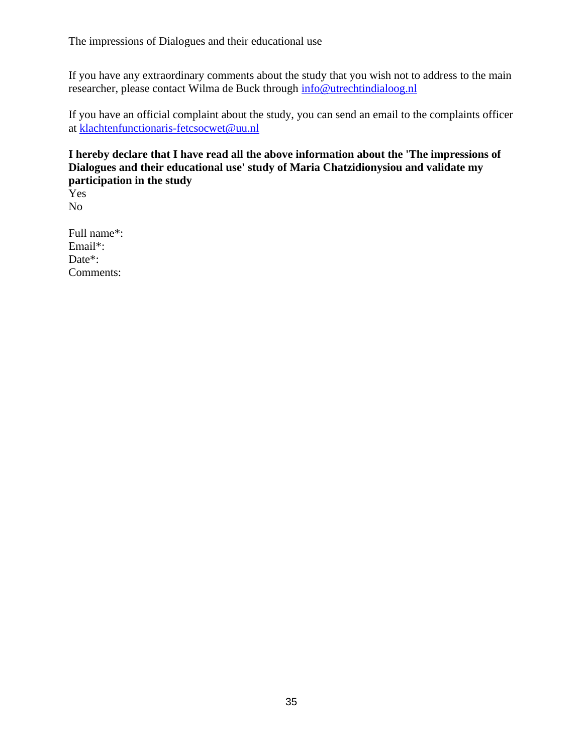The impressions of Dialogues and their educational use

If you have any extraordinary comments about the study that you wish not to address to the main researcher, please contact Wilma de Buck through info@utrechtindialoog.nl

If you have an official complaint about the study, you can send an email to the complaints officer at klachtenfunctionaris-fetcsocwet@uu.nl

**I hereby declare that I have read all the above information about the 'The impressions of Dialogues and their educational use' study of Maria Chatzidionysiou and validate my participation in the study**

Yes

No

Full name*:

Email*:

Date*:

Comments: